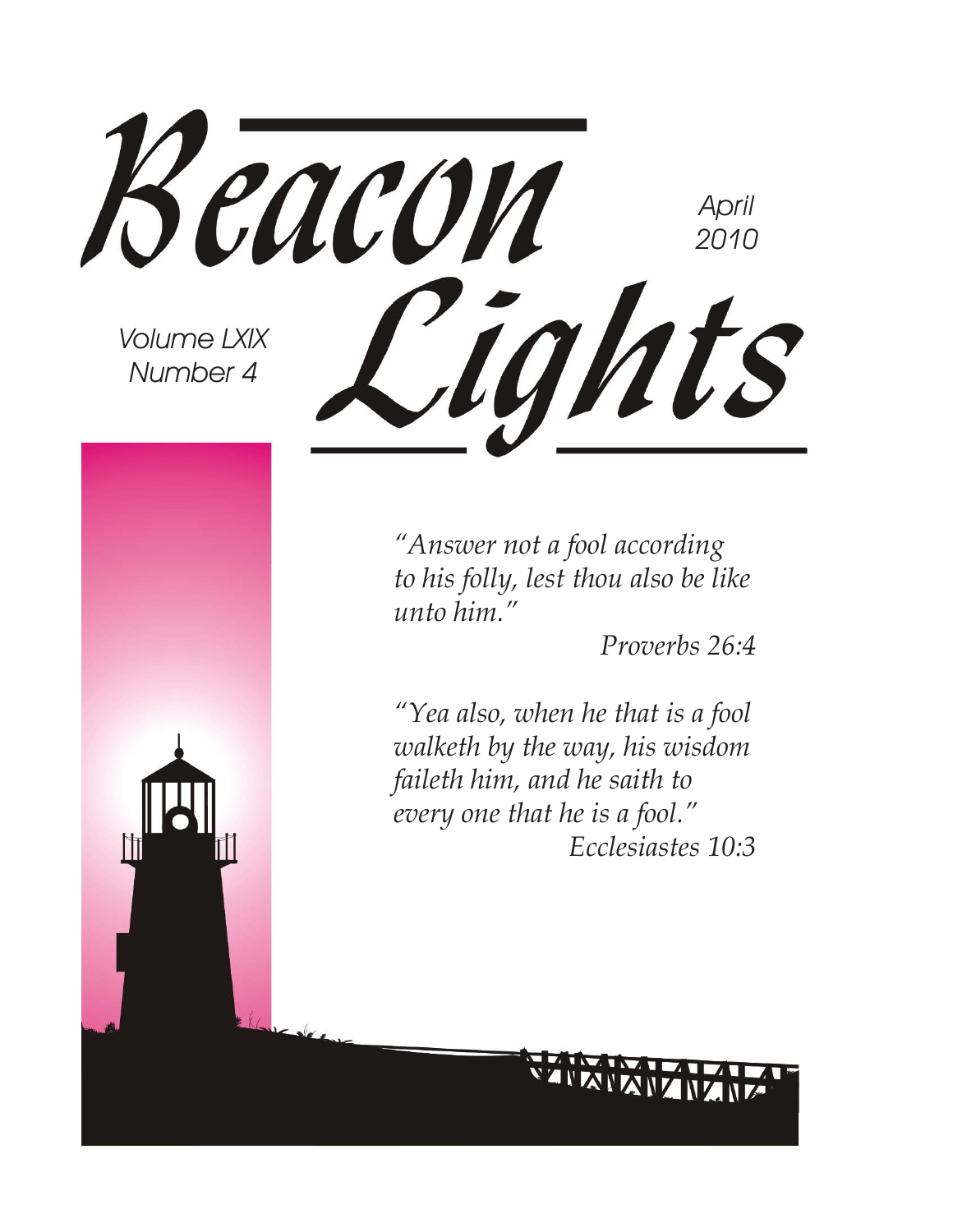# Beacon Lights

April 2010

Volume LXIX
Number 4

*"Answer not a fool according to his folly, lest thou also be like unto him."*

*Proverbs 26:4*

*"Yea also, when he that is a fool walketh by the way, his wisdom faileth him, and he saith to every one that he is a fool."*

*Ecclesiastes 10:3*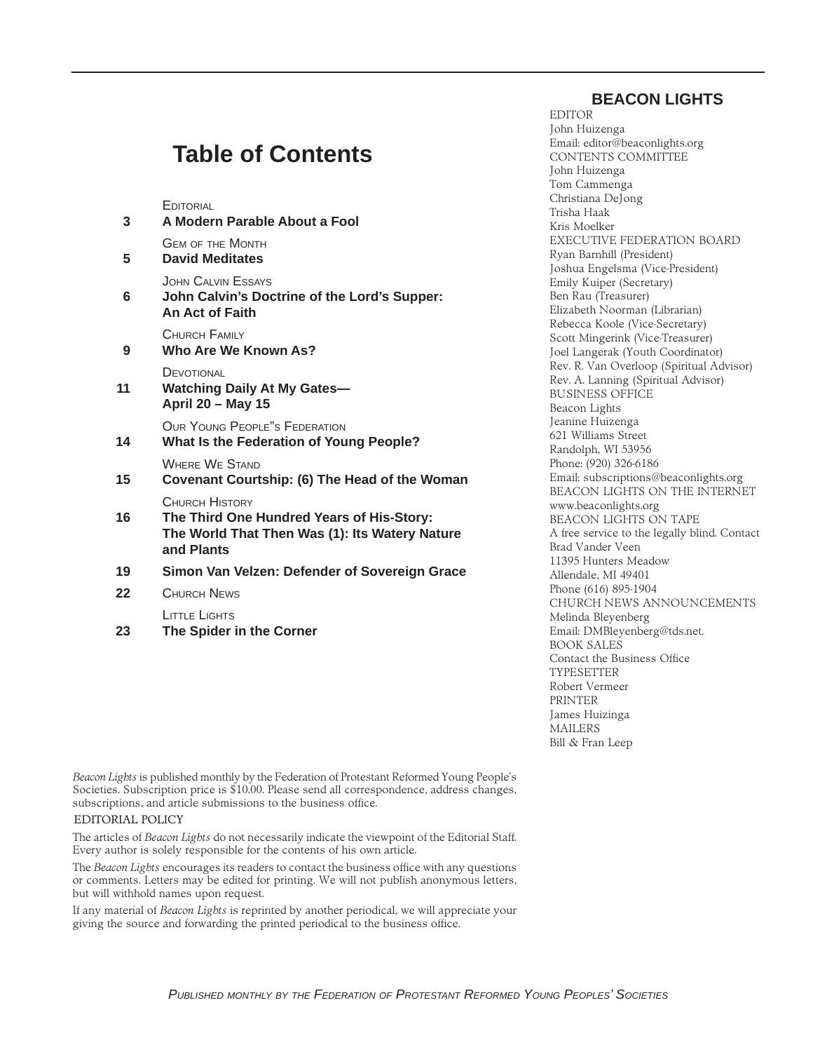# Table of Contents

EDITORIAL
**3** **A Modern Parable About a Fool**

GEM OF THE MONTH
**5** **David Meditates**

JOHN CALVIN ESSAYS
**6** **John Calvin's Doctrine of the Lord's Supper: An Act of Faith**

CHURCH FAMILY
**9** **Who Are We Known As?**

DEVOTIONAL
**11** **Watching Daily At My Gates— April 20 – May 15**

OUR YOUNG PEOPLE"S FEDERATION
**14** **What Is the Federation of Young People?**

WHERE WE STAND
**15** **Covenant Courtship: (6) The Head of the Woman**

CHURCH HISTORY
**16** **The Third One Hundred Years of His-Story: The World That Then Was (1): Its Watery Nature and Plants**

**19** **Simon Van Velzen: Defender of Sovereign Grace**

**22** CHURCH NEWS

LITTLE LIGHTS
**23** **The Spider in the Corner**

## BEACON LIGHTS

EDITOR
John Huizenga
Email: editor@beaconlights.org

CONTENTS COMMITTEE
John Huizenga
Tom Cammenga
Christiana DeJong
Trisha Haak
Kris Moelker

EXECUTIVE FEDERATION BOARD
Ryan Barnhill (President)
Joshua Engelsma (Vice-President)
Emily Kuiper (Secretary)
Ben Rau (Treasurer)
Elizabeth Noorman (Librarian)
Rebecca Koole (Vice-Secretary)
Scott Mingerink (Vice-Treasurer)
Joel Langerak (Youth Coordinator)
Rev. R. Van Overloop (Spiritual Advisor)
Rev. A. Lanning (Spiritual Advisor)

BUSINESS OFFICE
Beacon Lights
Jeanine Huizenga
621 Williams Street
Randolph, WI 53956
Phone: (920) 326-6186
Email: subscriptions@beaconlights.org

BEACON LIGHTS ON THE INTERNET
www.beaconlights.org

BEACON LIGHTS ON TAPE
A free service to the legally blind. Contact
Brad Vander Veen
11395 Hunters Meadow
Allendale, MI 49401
Phone (616) 895-1904

CHURCH NEWS ANNOUNCEMENTS
Melinda Bleyenberg
Email: DMBleyenberg@tds.net.

BOOK SALES
Contact the Business Office

TYPESETTER
Robert Vermeer

PRINTER
James Huizinga

MAILERS
Bill & Fran Leep

*Beacon Lights* is published monthly by the Federation of Protestant Reformed Young People's Societies. Subscription price is $10.00. Please send all correspondence, address changes, subscriptions, and article submissions to the business office.

EDITORIAL POLICY

The articles of *Beacon Lights* do not necessarily indicate the viewpoint of the Editorial Staff. Every author is solely responsible for the contents of his own article.

The *Beacon Lights* encourages its readers to contact the business office with any questions or comments. Letters may be edited for printing. We will not publish anonymous letters, but will withhold names upon request.

If any material of *Beacon Lights* is reprinted by another periodical, we will appreciate your giving the source and forwarding the printed periodical to the business office.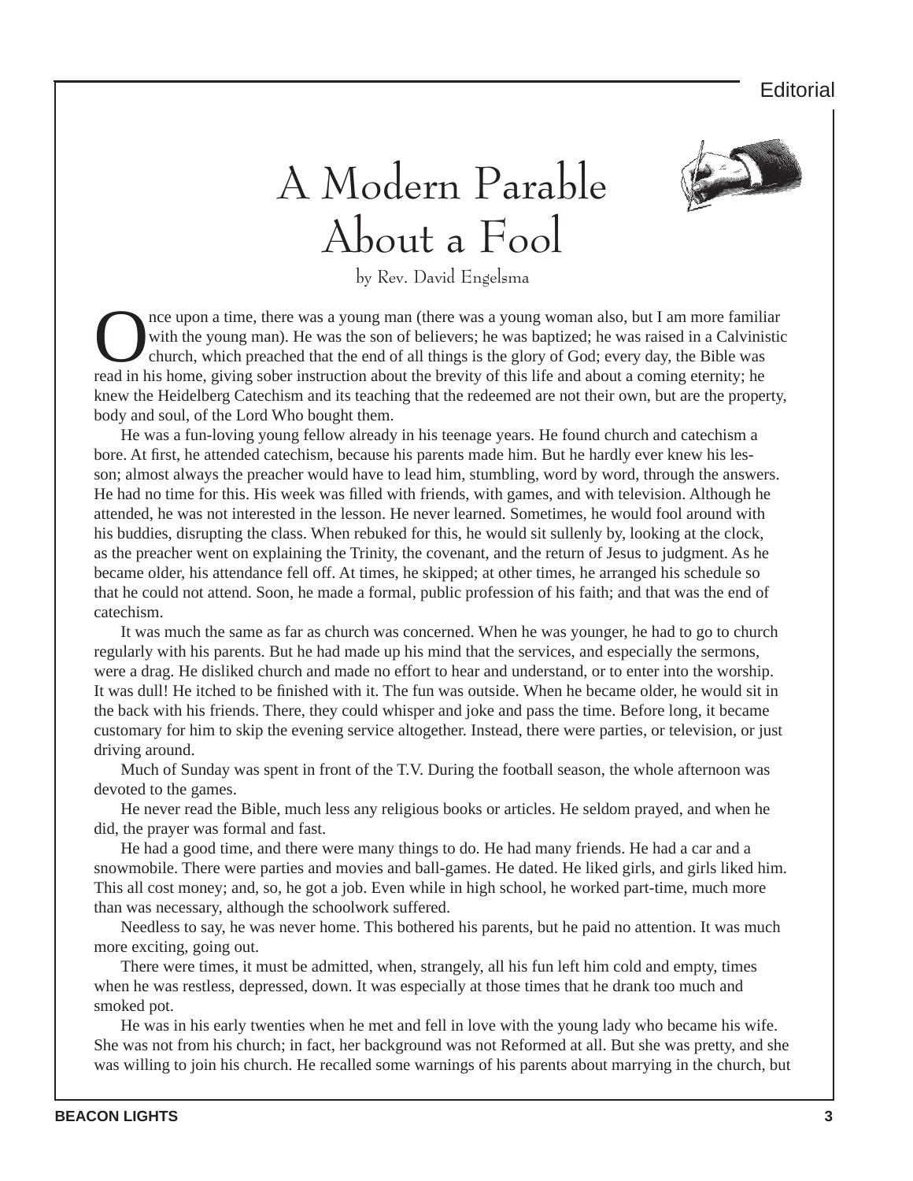Editorial

# A Modern Parable About a Fool

by Rev. David Engelsma

Once upon a time, there was a young man (there was a young woman also, but I am more familiar with the young man). He was the son of believers; he was baptized; he was raised in a Calvinistic church, which preached that the end of all things is the glory of God; every day, the Bible was read in his home, giving sober instruction about the brevity of this life and about a coming eternity; he knew the Heidelberg Catechism and its teaching that the redeemed are not their own, but are the property, body and soul, of the Lord Who bought them.

He was a fun-loving young fellow already in his teenage years. He found church and catechism a bore. At first, he attended catechism, because his parents made him. But he hardly ever knew his lesson; almost always the preacher would have to lead him, stumbling, word by word, through the answers. He had no time for this. His week was filled with friends, with games, and with television. Although he attended, he was not interested in the lesson. He never learned. Sometimes, he would fool around with his buddies, disrupting the class. When rebuked for this, he would sit sullenly by, looking at the clock, as the preacher went on explaining the Trinity, the covenant, and the return of Jesus to judgment. As he became older, his attendance fell off. At times, he skipped; at other times, he arranged his schedule so that he could not attend. Soon, he made a formal, public profession of his faith; and that was the end of catechism.

It was much the same as far as church was concerned. When he was younger, he had to go to church regularly with his parents. But he had made up his mind that the services, and especially the sermons, were a drag. He disliked church and made no effort to hear and understand, or to enter into the worship. It was dull! He itched to be finished with it. The fun was outside. When he became older, he would sit in the back with his friends. There, they could whisper and joke and pass the time. Before long, it became customary for him to skip the evening service altogether. Instead, there were parties, or television, or just driving around.

Much of Sunday was spent in front of the T.V. During the football season, the whole afternoon was devoted to the games.

He never read the Bible, much less any religious books or articles. He seldom prayed, and when he did, the prayer was formal and fast.

He had a good time, and there were many things to do. He had many friends. He had a car and a snowmobile. There were parties and movies and ball-games. He dated. He liked girls, and girls liked him. This all cost money; and, so, he got a job. Even while in high school, he worked part-time, much more than was necessary, although the schoolwork suffered.

Needless to say, he was never home. This bothered his parents, but he paid no attention. It was much more exciting, going out.

There were times, it must be admitted, when, strangely, all his fun left him cold and empty, times when he was restless, depressed, down. It was especially at those times that he drank too much and smoked pot.

He was in his early twenties when he met and fell in love with the young lady who became his wife. She was not from his church; in fact, her background was not Reformed at all. But she was pretty, and she was willing to join his church. He recalled some warnings of his parents about marrying in the church, but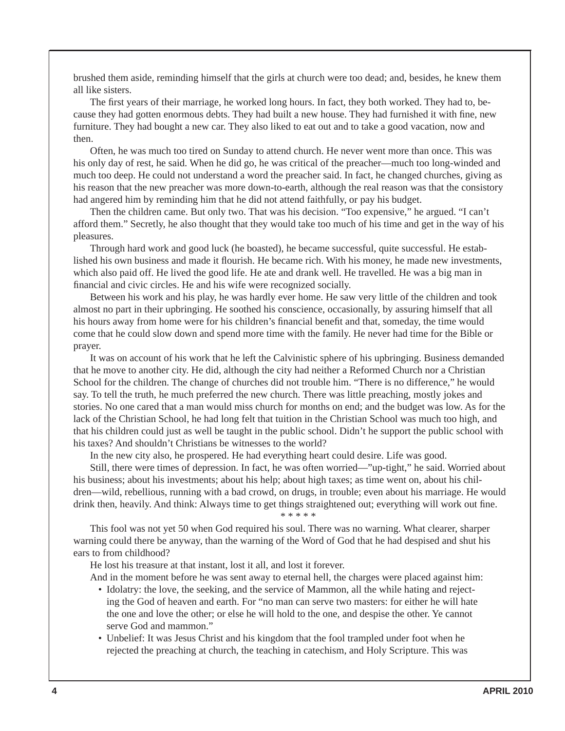brushed them aside, reminding himself that the girls at church were too dead; and, besides, he knew them all like sisters.

The first years of their marriage, he worked long hours. In fact, they both worked. They had to, because they had gotten enormous debts. They had built a new house. They had furnished it with fine, new furniture. They had bought a new car. They also liked to eat out and to take a good vacation, now and then.

Often, he was much too tired on Sunday to attend church. He never went more than once. This was his only day of rest, he said. When he did go, he was critical of the preacher—much too long-winded and much too deep. He could not understand a word the preacher said. In fact, he changed churches, giving as his reason that the new preacher was more down-to-earth, although the real reason was that the consistory had angered him by reminding him that he did not attend faithfully, or pay his budget.

Then the children came. But only two. That was his decision. "Too expensive," he argued. "I can't afford them." Secretly, he also thought that they would take too much of his time and get in the way of his pleasures.

Through hard work and good luck (he boasted), he became successful, quite successful. He established his own business and made it flourish. He became rich. With his money, he made new investments, which also paid off. He lived the good life. He ate and drank well. He travelled. He was a big man in financial and civic circles. He and his wife were recognized socially.

Between his work and his play, he was hardly ever home. He saw very little of the children and took almost no part in their upbringing. He soothed his conscience, occasionally, by assuring himself that all his hours away from home were for his children's financial benefit and that, someday, the time would come that he could slow down and spend more time with the family. He never had time for the Bible or prayer.

It was on account of his work that he left the Calvinistic sphere of his upbringing. Business demanded that he move to another city. He did, although the city had neither a Reformed Church nor a Christian School for the children. The change of churches did not trouble him. "There is no difference," he would say. To tell the truth, he much preferred the new church. There was little preaching, mostly jokes and stories. No one cared that a man would miss church for months on end; and the budget was low. As for the lack of the Christian School, he had long felt that tuition in the Christian School was much too high, and that his children could just as well be taught in the public school. Didn't he support the public school with his taxes? And shouldn't Christians be witnesses to the world?

In the new city also, he prospered. He had everything heart could desire. Life was good.

Still, there were times of depression. In fact, he was often worried—"up-tight," he said. Worried about his business; about his investments; about his help; about high taxes; as time went on, about his children—wild, rebellious, running with a bad crowd, on drugs, in trouble; even about his marriage. He would drink then, heavily. And think: Always time to get things straightened out; everything will work out fine.

\* \* \* \* \*

This fool was not yet 50 when God required his soul. There was no warning. What clearer, sharper warning could there be anyway, than the warning of the Word of God that he had despised and shut his ears to from childhood?

He lost his treasure at that instant, lost it all, and lost it forever.

And in the moment before he was sent away to eternal hell, the charges were placed against him:

- Idolatry: the love, the seeking, and the service of Mammon, all the while hating and rejecting the God of heaven and earth. For "no man can serve two masters: for either he will hate the one and love the other; or else he will hold to the one, and despise the other. Ye cannot serve God and mammon."
- Unbelief: It was Jesus Christ and his kingdom that the fool trampled under foot when he rejected the preaching at church, the teaching in catechism, and Holy Scripture. This was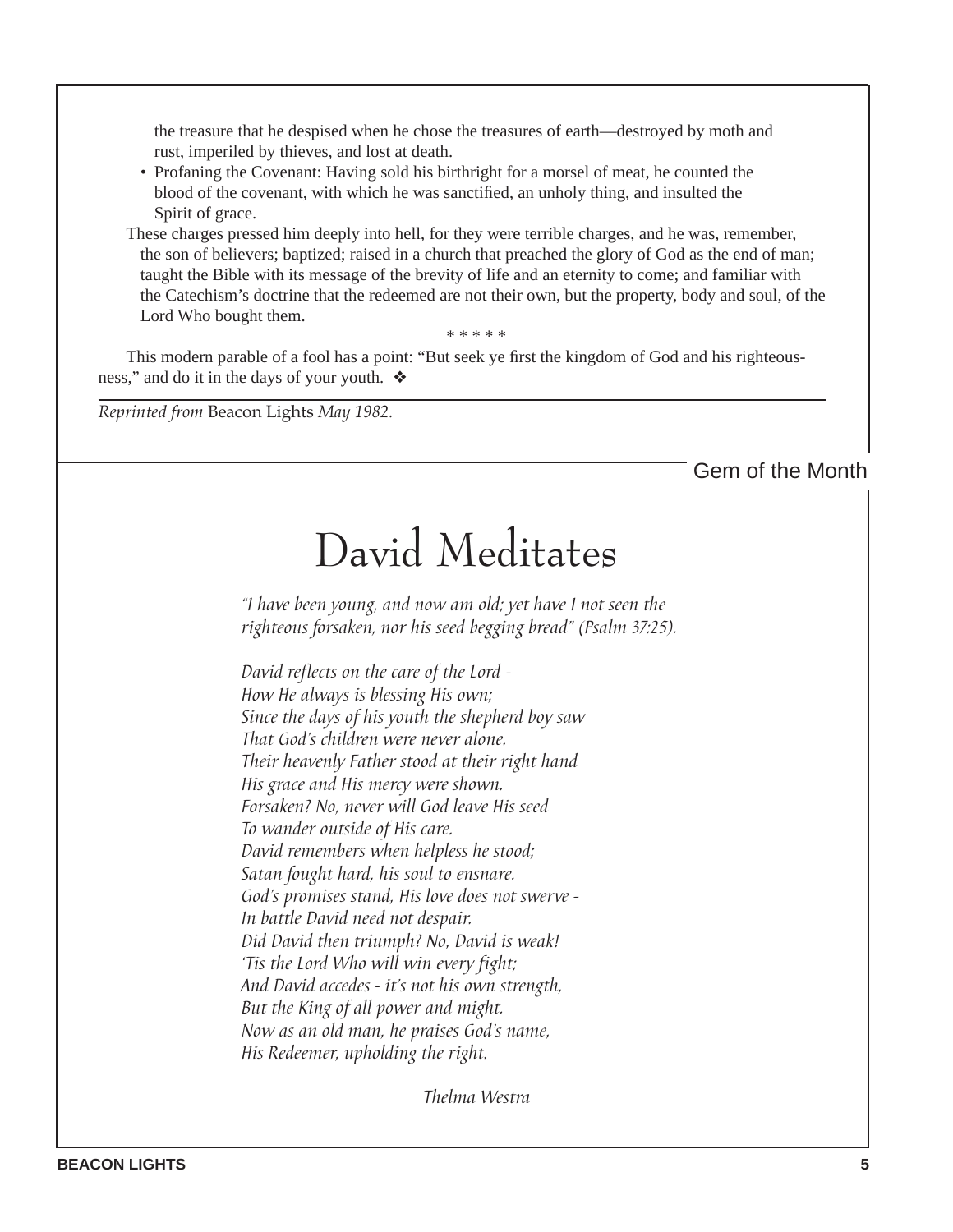the treasure that he despised when he chose the treasures of earth—destroyed by moth and rust, imperiled by thieves, and lost at death.

- Profaning the Covenant: Having sold his birthright for a morsel of meat, he counted the blood of the covenant, with which he was sanctified, an unholy thing, and insulted the Spirit of grace.

These charges pressed him deeply into hell, for they were terrible charges, and he was, remember, the son of believers; baptized; raised in a church that preached the glory of God as the end of man; taught the Bible with its message of the brevity of life and an eternity to come; and familiar with the Catechism's doctrine that the redeemed are not their own, but the property, body and soul, of the Lord Who bought them.

\* \* \* \* \*

This modern parable of a fool has a point: "But seek ye first the kingdom of God and his righteousness," and do it in the days of your youth. ❖

*Reprinted from* Beacon Lights *May 1982.*

Gem of the Month

# David Meditates

*"I have been young, and now am old; yet have I not seen the righteous forsaken, nor his seed begging bread" (Psalm 37:25).*

*David reflects on the care of the Lord -*
*How He always is blessing His own;*
*Since the days of his youth the shepherd boy saw*
*That God's children were never alone.*
*Their heavenly Father stood at their right hand*
*His grace and His mercy were shown.*
*Forsaken? No, never will God leave His seed*
*To wander outside of His care.*
*David remembers when helpless he stood;*
*Satan fought hard, his soul to ensnare.*
*God's promises stand, His love does not swerve -*
*In battle David need not despair.*
*Did David then triumph? No, David is weak!*
*'Tis the Lord Who will win every fight;*
*And David accedes - it's not his own strength,*
*But the King of all power and might.*
*Now as an old man, he praises God's name,*
*His Redeemer, upholding the right.*

*Thelma Westra*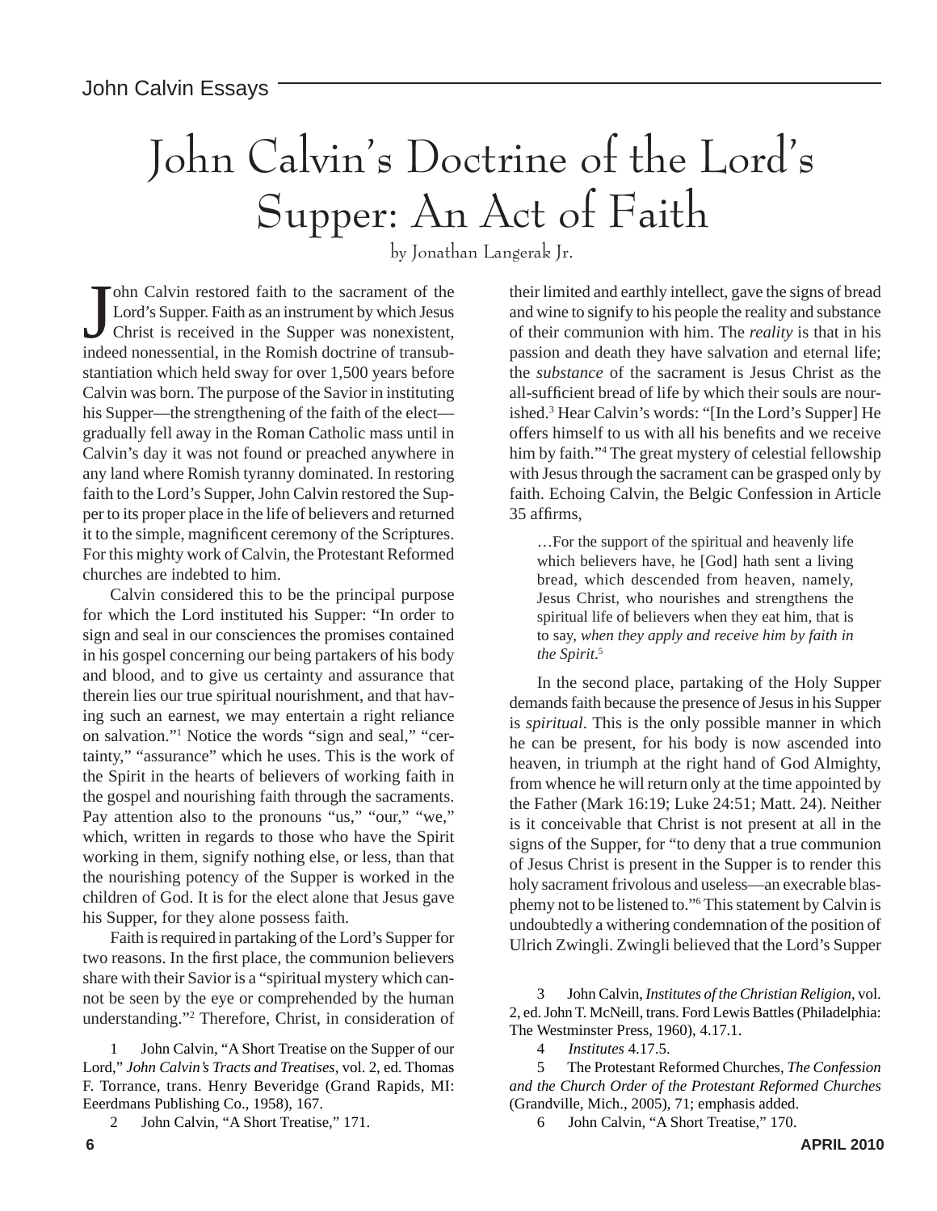# John Calvin's Doctrine of the Lord's Supper: An Act of Faith

by Jonathan Langerak Jr.

John Calvin restored faith to the sacrament of the Lord's Supper. Faith as an instrument by which Jesus Christ is received in the Supper was nonexistent, indeed nonessential, in the Romish doctrine of transubstantiation which held sway for over 1,500 years before Calvin was born. The purpose of the Savior in instituting his Supper—the strengthening of the faith of the elect—gradually fell away in the Roman Catholic mass until in Calvin's day it was not found or preached anywhere in any land where Romish tyranny dominated. In restoring faith to the Lord's Supper, John Calvin restored the Supper to its proper place in the life of believers and returned it to the simple, magnificent ceremony of the Scriptures. For this mighty work of Calvin, the Protestant Reformed churches are indebted to him.

Calvin considered this to be the principal purpose for which the Lord instituted his Supper: "In order to sign and seal in our consciences the promises contained in his gospel concerning our being partakers of his body and blood, and to give us certainty and assurance that therein lies our true spiritual nourishment, and that having such an earnest, we may entertain a right reliance on salvation."[1] Notice the words "sign and seal," "certainty," "assurance" which he uses. This is the work of the Spirit in the hearts of believers of working faith in the gospel and nourishing faith through the sacraments. Pay attention also to the pronouns "us," "our," "we," which, written in regards to those who have the Spirit working in them, signify nothing else, or less, than that the nourishing potency of the Supper is worked in the children of God. It is for the elect alone that Jesus gave his Supper, for they alone possess faith.

Faith is required in partaking of the Lord's Supper for two reasons. In the first place, the communion believers share with their Savior is a "spiritual mystery which cannot be seen by the eye or comprehended by the human understanding."[2] Therefore, Christ, in consideration of their limited and earthly intellect, gave the signs of bread and wine to signify to his people the reality and substance of their communion with him. The *reality* is that in his passion and death they have salvation and eternal life; the *substance* of the sacrament is Jesus Christ as the all-sufficient bread of life by which their souls are nourished.[3] Hear Calvin's words: "[In the Lord's Supper] He offers himself to us with all his benefits and we receive him by faith."[4] The great mystery of celestial fellowship with Jesus through the sacrament can be grasped only by faith. Echoing Calvin, the Belgic Confession in Article 35 affirms,

> …For the support of the spiritual and heavenly life which believers have, he [God] hath sent a living bread, which descended from heaven, namely, Jesus Christ, who nourishes and strengthens the spiritual life of believers when they eat him, that is to say, *when they apply and receive him by faith in the Spirit*.[5]

In the second place, partaking of the Holy Supper demands faith because the presence of Jesus in his Supper is *spiritual*. This is the only possible manner in which he can be present, for his body is now ascended into heaven, in triumph at the right hand of God Almighty, from whence he will return only at the time appointed by the Father (Mark 16:19; Luke 24:51; Matt. 24). Neither is it conceivable that Christ is not present at all in the signs of the Supper, for "to deny that a true communion of Jesus Christ is present in the Supper is to render this holy sacrament frivolous and useless—an execrable blasphemy not to be listened to."[6] This statement by Calvin is undoubtedly a withering condemnation of the position of Ulrich Zwingli. Zwingli believed that the Lord's Supper

---

1 John Calvin, "A Short Treatise on the Supper of our Lord," *John Calvin's Tracts and Treatises*, vol. 2, ed. Thomas F. Torrance, trans. Henry Beveridge (Grand Rapids, MI: Eeerdmans Publishing Co., 1958), 167.

2 John Calvin, "A Short Treatise," 171.

3 John Calvin, *Institutes of the Christian Religion*, vol. 2, ed. John T. McNeill, trans. Ford Lewis Battles (Philadelphia: The Westminster Press, 1960), 4.17.1.

4 *Institutes* 4.17.5.

5 The Protestant Reformed Churches, *The Confession and the Church Order of the Protestant Reformed Churches* (Grandville, Mich., 2005), 71; emphasis added.

6 John Calvin, "A Short Treatise," 170.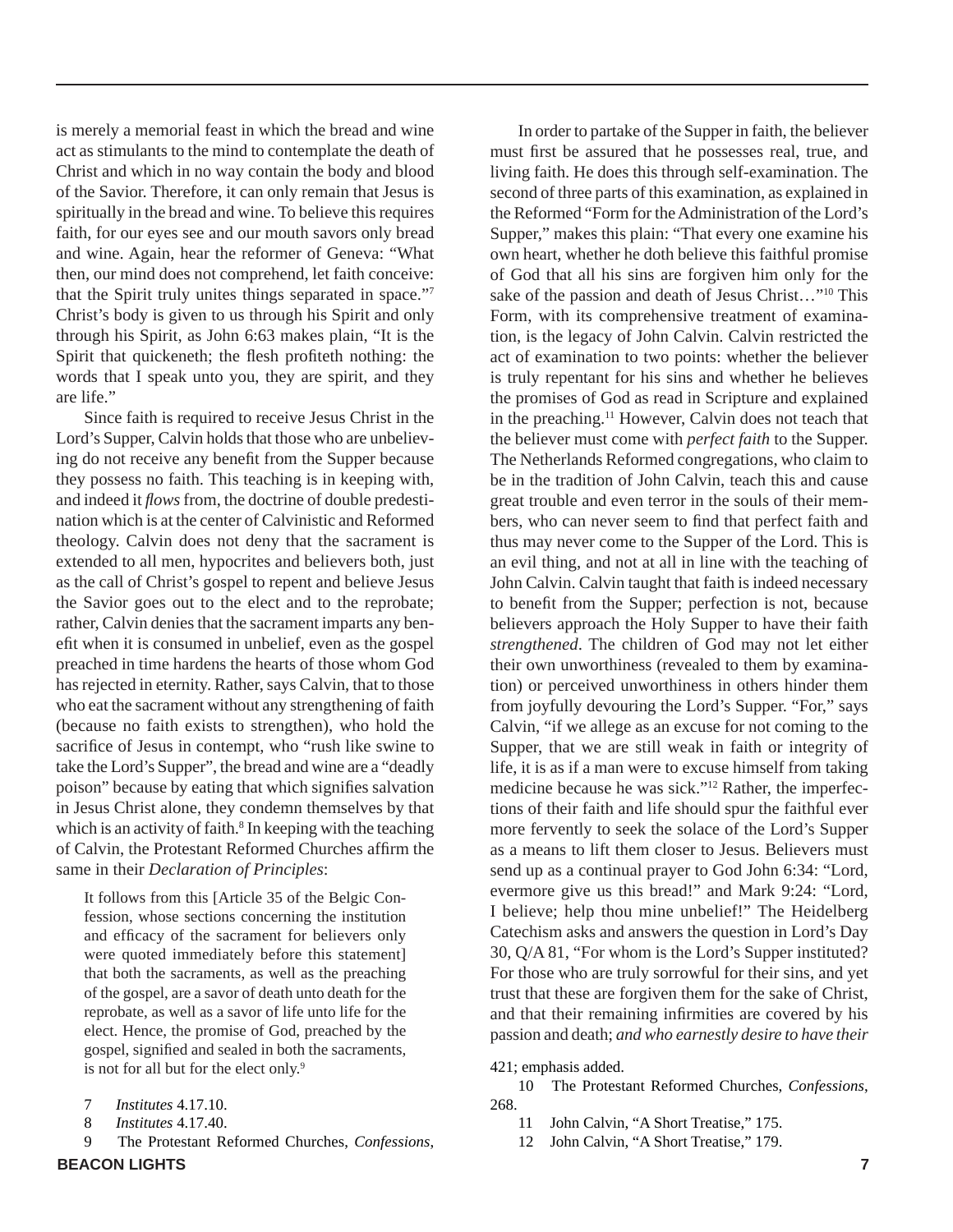is merely a memorial feast in which the bread and wine act as stimulants to the mind to contemplate the death of Christ and which in no way contain the body and blood of the Savior. Therefore, it can only remain that Jesus is spiritually in the bread and wine. To believe this requires faith, for our eyes see and our mouth savors only bread and wine. Again, hear the reformer of Geneva: "What then, our mind does not comprehend, let faith conceive: that the Spirit truly unites things separated in space."[7] Christ's body is given to us through his Spirit and only through his Spirit, as John 6:63 makes plain, "It is the Spirit that quickeneth; the flesh profiteth nothing: the words that I speak unto you, they are spirit, and they are life."

Since faith is required to receive Jesus Christ in the Lord's Supper, Calvin holds that those who are unbelieving do not receive any benefit from the Supper because they possess no faith. This teaching is in keeping with, and indeed it *flows* from, the doctrine of double predestination which is at the center of Calvinistic and Reformed theology. Calvin does not deny that the sacrament is extended to all men, hypocrites and believers both, just as the call of Christ's gospel to repent and believe Jesus the Savior goes out to the elect and to the reprobate; rather, Calvin denies that the sacrament imparts any benefit when it is consumed in unbelief, even as the gospel preached in time hardens the hearts of those whom God has rejected in eternity. Rather, says Calvin, that to those who eat the sacrament without any strengthening of faith (because no faith exists to strengthen), who hold the sacrifice of Jesus in contempt, who "rush like swine to take the Lord's Supper", the bread and wine are a "deadly poison" because by eating that which signifies salvation in Jesus Christ alone, they condemn themselves by that which is an activity of faith.[8] In keeping with the teaching of Calvin, the Protestant Reformed Churches affirm the same in their *Declaration of Principles*:

> It follows from this [Article 35 of the Belgic Confession, whose sections concerning the institution and efficacy of the sacrament for believers only were quoted immediately before this statement] that both the sacraments, as well as the preaching of the gospel, are a savor of death unto death for the reprobate, as well as a savor of life unto life for the elect. Hence, the promise of God, preached by the gospel, signified and sealed in both the sacraments, is not for all but for the elect only.[9]

In order to partake of the Supper in faith, the believer must first be assured that he possesses real, true, and living faith. He does this through self-examination. The second of three parts of this examination, as explained in the Reformed "Form for the Administration of the Lord's Supper," makes this plain: "That every one examine his own heart, whether he doth believe this faithful promise of God that all his sins are forgiven him only for the sake of the passion and death of Jesus Christ…"[10] This Form, with its comprehensive treatment of examination, is the legacy of John Calvin. Calvin restricted the act of examination to two points: whether the believer is truly repentant for his sins and whether he believes the promises of God as read in Scripture and explained in the preaching.[11] However, Calvin does not teach that the believer must come with *perfect faith* to the Supper. The Netherlands Reformed congregations, who claim to be in the tradition of John Calvin, teach this and cause great trouble and even terror in the souls of their members, who can never seem to find that perfect faith and thus may never come to the Supper of the Lord. This is an evil thing, and not at all in line with the teaching of John Calvin. Calvin taught that faith is indeed necessary to benefit from the Supper; perfection is not, because believers approach the Holy Supper to have their faith *strengthened*. The children of God may not let either their own unworthiness (revealed to them by examination) or perceived unworthiness in others hinder them from joyfully devouring the Lord's Supper. "For," says Calvin, "if we allege as an excuse for not coming to the Supper, that we are still weak in faith or integrity of life, it is as if a man were to excuse himself from taking medicine because he was sick."[12] Rather, the imperfections of their faith and life should spur the faithful ever more fervently to seek the solace of the Lord's Supper as a means to lift them closer to Jesus. Believers must send up as a continual prayer to God John 6:34: "Lord, evermore give us this bread!" and Mark 9:24: "Lord, I believe; help thou mine unbelief!" The Heidelberg Catechism asks and answers the question in Lord's Day 30, Q/A 81, "For whom is the Lord's Supper instituted? For those who are truly sorrowful for their sins, and yet trust that these are forgiven them for the sake of Christ, and that their remaining infirmities are covered by his passion and death; *and who earnestly desire to have their*

7 *Institutes* 4.17.10.

8 *Institutes* 4.17.40.

9 The Protestant Reformed Churches, *Confessions*, 421; emphasis added.

10 The Protestant Reformed Churches, *Confessions*, 268.

11 John Calvin, "A Short Treatise," 175.

12 John Calvin, "A Short Treatise," 179.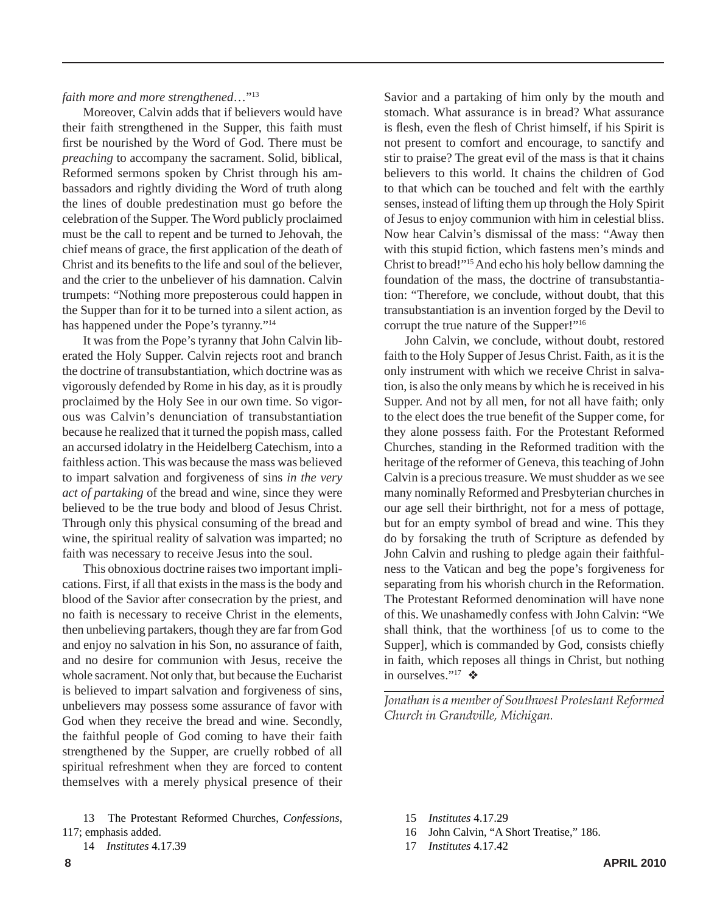*faith more and more strengthened*…"[13]

Moreover, Calvin adds that if believers would have their faith strengthened in the Supper, this faith must first be nourished by the Word of God. There must be *preaching* to accompany the sacrament. Solid, biblical, Reformed sermons spoken by Christ through his ambassadors and rightly dividing the Word of truth along the lines of double predestination must go before the celebration of the Supper. The Word publicly proclaimed must be the call to repent and be turned to Jehovah, the chief means of grace, the first application of the death of Christ and its benefits to the life and soul of the believer, and the crier to the unbeliever of his damnation. Calvin trumpets: "Nothing more preposterous could happen in the Supper than for it to be turned into a silent action, as has happened under the Pope's tyranny."[14]

It was from the Pope's tyranny that John Calvin liberated the Holy Supper. Calvin rejects root and branch the doctrine of transubstantiation, which doctrine was as vigorously defended by Rome in his day, as it is proudly proclaimed by the Holy See in our own time. So vigorous was Calvin's denunciation of transubstantiation because he realized that it turned the popish mass, called an accursed idolatry in the Heidelberg Catechism, into a faithless action. This was because the mass was believed to impart salvation and forgiveness of sins *in the very act of partaking* of the bread and wine, since they were believed to be the true body and blood of Jesus Christ. Through only this physical consuming of the bread and wine, the spiritual reality of salvation was imparted; no faith was necessary to receive Jesus into the soul.

This obnoxious doctrine raises two important implications. First, if all that exists in the mass is the body and blood of the Savior after consecration by the priest, and no faith is necessary to receive Christ in the elements, then unbelieving partakers, though they are far from God and enjoy no salvation in his Son, no assurance of faith, and no desire for communion with Jesus, receive the whole sacrament. Not only that, but because the Eucharist is believed to impart salvation and forgiveness of sins, unbelievers may possess some assurance of favor with God when they receive the bread and wine. Secondly, the faithful people of God coming to have their faith strengthened by the Supper, are cruelly robbed of all spiritual refreshment when they are forced to content themselves with a merely physical presence of their Savior and a partaking of him only by the mouth and stomach. What assurance is in bread? What assurance is flesh, even the flesh of Christ himself, if his Spirit is not present to comfort and encourage, to sanctify and stir to praise? The great evil of the mass is that it chains believers to this world. It chains the children of God to that which can be touched and felt with the earthly senses, instead of lifting them up through the Holy Spirit of Jesus to enjoy communion with him in celestial bliss. Now hear Calvin's dismissal of the mass: "Away then with this stupid fiction, which fastens men's minds and Christ to bread!"[15] And echo his holy bellow damning the foundation of the mass, the doctrine of transubstantiation: "Therefore, we conclude, without doubt, that this transubstantiation is an invention forged by the Devil to corrupt the true nature of the Supper!"[16]

John Calvin, we conclude, without doubt, restored faith to the Holy Supper of Jesus Christ. Faith, as it is the only instrument with which we receive Christ in salvation, is also the only means by which he is received in his Supper. And not by all men, for not all have faith; only to the elect does the true benefit of the Supper come, for they alone possess faith. For the Protestant Reformed Churches, standing in the Reformed tradition with the heritage of the reformer of Geneva, this teaching of John Calvin is a precious treasure. We must shudder as we see many nominally Reformed and Presbyterian churches in our age sell their birthright, not for a mess of pottage, but for an empty symbol of bread and wine. This they do by forsaking the truth of Scripture as defended by John Calvin and rushing to pledge again their faithfulness to the Vatican and beg the pope's forgiveness for separating from his whorish church in the Reformation. The Protestant Reformed denomination will have none of this. We unashamedly confess with John Calvin: "We shall think, that the worthiness [of us to come to the Supper], which is commanded by God, consists chiefly in faith, which reposes all things in Christ, but nothing in ourselves."[17] ❖

---

*Jonathan is a member of Southwest Protestant Reformed Church in Grandville, Michigan.*

---

13 The Protestant Reformed Churches, *Confessions*, 117; emphasis added.

14 *Institutes* 4.17.39

15 *Institutes* 4.17.29

16 John Calvin, "A Short Treatise," 186.

17 *Institutes* 4.17.42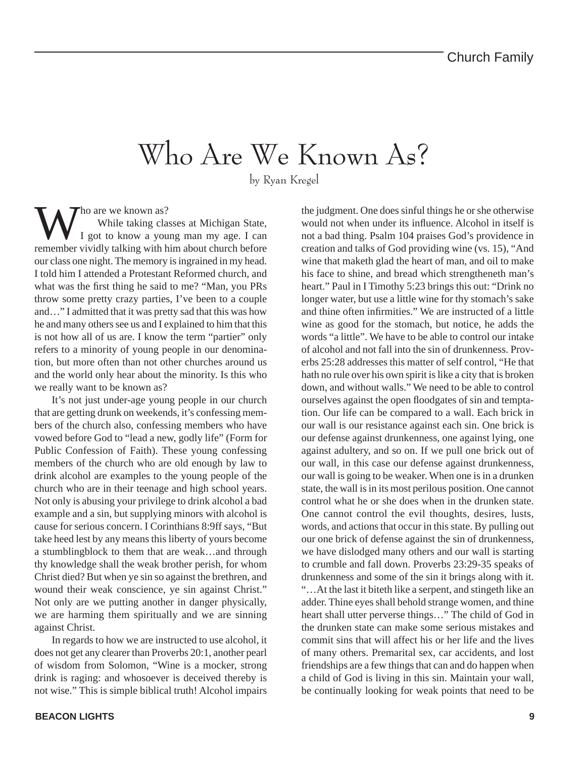# Who Are We Known As?

by Ryan Kregel

Who are we known as?

While taking classes at Michigan State, I got to know a young man my age. I can remember vividly talking with him about church before our class one night. The memory is ingrained in my head. I told him I attended a Protestant Reformed church, and what was the first thing he said to me? "Man, you PRs throw some pretty crazy parties, I've been to a couple and…" I admitted that it was pretty sad that this was how he and many others see us and I explained to him that this is not how all of us are. I know the term "partier" only refers to a minority of young people in our denomination, but more often than not other churches around us and the world only hear about the minority. Is this who we really want to be known as?

It's not just under-age young people in our church that are getting drunk on weekends, it's confessing members of the church also, confessing members who have vowed before God to "lead a new, godly life" (Form for Public Confession of Faith). These young confessing members of the church who are old enough by law to drink alcohol are examples to the young people of the church who are in their teenage and high school years. Not only is abusing your privilege to drink alcohol a bad example and a sin, but supplying minors with alcohol is cause for serious concern. I Corinthians 8:9ff says, "But take heed lest by any means this liberty of yours become a stumblingblock to them that are weak…and through thy knowledge shall the weak brother perish, for whom Christ died? But when ye sin so against the brethren, and wound their weak conscience, ye sin against Christ." Not only are we putting another in danger physically, we are harming them spiritually and we are sinning against Christ.

In regards to how we are instructed to use alcohol, it does not get any clearer than Proverbs 20:1, another pearl of wisdom from Solomon, "Wine is a mocker, strong drink is raging: and whosoever is deceived thereby is not wise." This is simple biblical truth! Alcohol impairs the judgment. One does sinful things he or she otherwise would not when under its influence. Alcohol in itself is not a bad thing. Psalm 104 praises God's providence in creation and talks of God providing wine (vs. 15), "And wine that maketh glad the heart of man, and oil to make his face to shine, and bread which strengtheneth man's heart." Paul in I Timothy 5:23 brings this out: "Drink no longer water, but use a little wine for thy stomach's sake and thine often infirmities." We are instructed of a little wine as good for the stomach, but notice, he adds the words "a little". We have to be able to control our intake of alcohol and not fall into the sin of drunkenness. Proverbs 25:28 addresses this matter of self control, "He that hath no rule over his own spirit is like a city that is broken down, and without walls." We need to be able to control ourselves against the open floodgates of sin and temptation. Our life can be compared to a wall. Each brick in our wall is our resistance against each sin. One brick is our defense against drunkenness, one against lying, one against adultery, and so on. If we pull one brick out of our wall, in this case our defense against drunkenness, our wall is going to be weaker. When one is in a drunken state, the wall is in its most perilous position. One cannot control what he or she does when in the drunken state. One cannot control the evil thoughts, desires, lusts, words, and actions that occur in this state. By pulling out our one brick of defense against the sin of drunkenness, we have dislodged many others and our wall is starting to crumble and fall down. Proverbs 23:29-35 speaks of drunkenness and some of the sin it brings along with it. "…At the last it biteth like a serpent, and stingeth like an adder. Thine eyes shall behold strange women, and thine heart shall utter perverse things…" The child of God in the drunken state can make some serious mistakes and commit sins that will affect his or her life and the lives of many others. Premarital sex, car accidents, and lost friendships are a few things that can and do happen when a child of God is living in this sin. Maintain your wall, be continually looking for weak points that need to be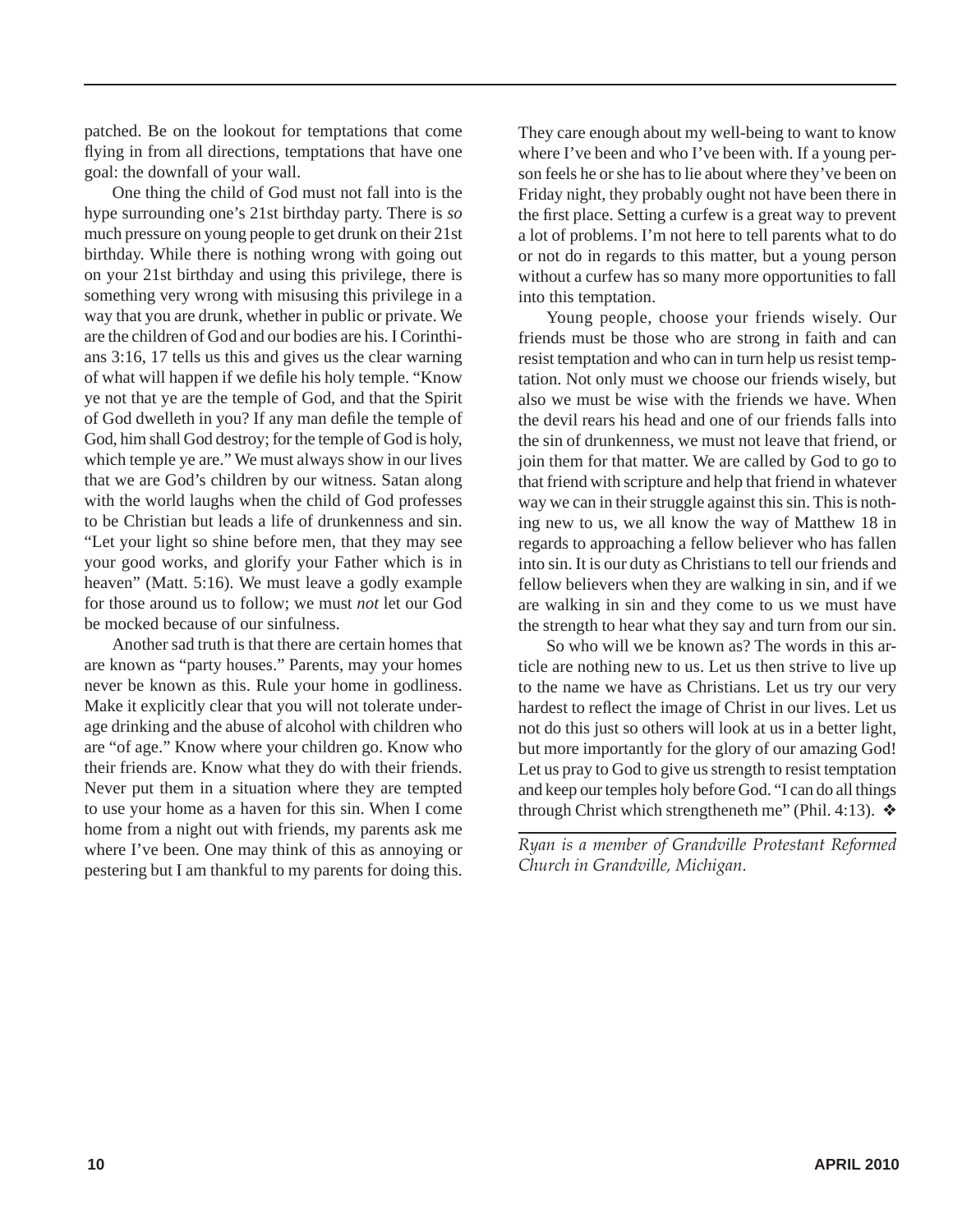patched. Be on the lookout for temptations that come flying in from all directions, temptations that have one goal: the downfall of your wall.

One thing the child of God must not fall into is the hype surrounding one's 21st birthday party. There is *so* much pressure on young people to get drunk on their 21st birthday. While there is nothing wrong with going out on your 21st birthday and using this privilege, there is something very wrong with misusing this privilege in a way that you are drunk, whether in public or private. We are the children of God and our bodies are his. I Corinthians 3:16, 17 tells us this and gives us the clear warning of what will happen if we defile his holy temple. "Know ye not that ye are the temple of God, and that the Spirit of God dwelleth in you? If any man defile the temple of God, him shall God destroy; for the temple of God is holy, which temple ye are." We must always show in our lives that we are God's children by our witness. Satan along with the world laughs when the child of God professes to be Christian but leads a life of drunkenness and sin. "Let your light so shine before men, that they may see your good works, and glorify your Father which is in heaven" (Matt. 5:16). We must leave a godly example for those around us to follow; we must *not* let our God be mocked because of our sinfulness.

Another sad truth is that there are certain homes that are known as "party houses." Parents, may your homes never be known as this. Rule your home in godliness. Make it explicitly clear that you will not tolerate underage drinking and the abuse of alcohol with children who are "of age." Know where your children go. Know who their friends are. Know what they do with their friends. Never put them in a situation where they are tempted to use your home as a haven for this sin. When I come home from a night out with friends, my parents ask me where I've been. One may think of this as annoying or pestering but I am thankful to my parents for doing this. They care enough about my well-being to want to know where I've been and who I've been with. If a young person feels he or she has to lie about where they've been on Friday night, they probably ought not have been there in the first place. Setting a curfew is a great way to prevent a lot of problems. I'm not here to tell parents what to do or not do in regards to this matter, but a young person without a curfew has so many more opportunities to fall into this temptation.

Young people, choose your friends wisely. Our friends must be those who are strong in faith and can resist temptation and who can in turn help us resist temptation. Not only must we choose our friends wisely, but also we must be wise with the friends we have. When the devil rears his head and one of our friends falls into the sin of drunkenness, we must not leave that friend, or join them for that matter. We are called by God to go to that friend with scripture and help that friend in whatever way we can in their struggle against this sin. This is nothing new to us, we all know the way of Matthew 18 in regards to approaching a fellow believer who has fallen into sin. It is our duty as Christians to tell our friends and fellow believers when they are walking in sin, and if we are walking in sin and they come to us we must have the strength to hear what they say and turn from our sin.

So who will we be known as? The words in this article are nothing new to us. Let us then strive to live up to the name we have as Christians. Let us try our very hardest to reflect the image of Christ in our lives. Let us not do this just so others will look at us in a better light, but more importantly for the glory of our amazing God! Let us pray to God to give us strength to resist temptation and keep our temples holy before God. "I can do all things through Christ which strengtheneth me" (Phil. 4:13). ❖

*Ryan is a member of Grandville Protestant Reformed Church in Grandville, Michigan.*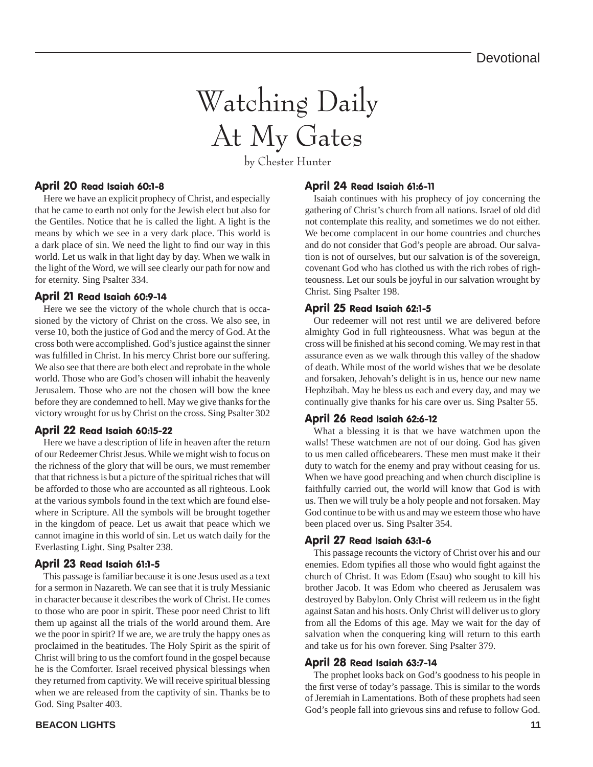# Watching Daily At My Gates

by Chester Hunter

### April 20 Read Isaiah 60:1-8

Here we have an explicit prophecy of Christ, and especially that he came to earth not only for the Jewish elect but also for the Gentiles. Notice that he is called the light. A light is the means by which we see in a very dark place. This world is a dark place of sin. We need the light to find our way in this world. Let us walk in that light day by day. When we walk in the light of the Word, we will see clearly our path for now and for eternity. Sing Psalter 334.

### April 21 Read Isaiah 60:9-14

Here we see the victory of the whole church that is occasioned by the victory of Christ on the cross. We also see, in verse 10, both the justice of God and the mercy of God. At the cross both were accomplished. God's justice against the sinner was fulfilled in Christ. In his mercy Christ bore our suffering. We also see that there are both elect and reprobate in the whole world. Those who are God's chosen will inhabit the heavenly Jerusalem. Those who are not the chosen will bow the knee before they are condemned to hell. May we give thanks for the victory wrought for us by Christ on the cross. Sing Psalter 302

### April 22 Read Isaiah 60:15-22

Here we have a description of life in heaven after the return of our Redeemer Christ Jesus. While we might wish to focus on the richness of the glory that will be ours, we must remember that that richness is but a picture of the spiritual riches that will be afforded to those who are accounted as all righteous. Look at the various symbols found in the text which are found elsewhere in Scripture. All the symbols will be brought together in the kingdom of peace. Let us await that peace which we cannot imagine in this world of sin. Let us watch daily for the Everlasting Light. Sing Psalter 238.

### April 23 Read Isaiah 61:1-5

This passage is familiar because it is one Jesus used as a text for a sermon in Nazareth. We can see that it is truly Messianic in character because it describes the work of Christ. He comes to those who are poor in spirit. These poor need Christ to lift them up against all the trials of the world around them. Are we the poor in spirit? If we are, we are truly the happy ones as proclaimed in the beatitudes. The Holy Spirit as the spirit of Christ will bring to us the comfort found in the gospel because he is the Comforter. Israel received physical blessings when they returned from captivity. We will receive spiritual blessing when we are released from the captivity of sin. Thanks be to God. Sing Psalter 403.

### April 24 Read Isaiah 61:6-11

Isaiah continues with his prophecy of joy concerning the gathering of Christ's church from all nations. Israel of old did not contemplate this reality, and sometimes we do not either. We become complacent in our home countries and churches and do not consider that God's people are abroad. Our salvation is not of ourselves, but our salvation is of the sovereign, covenant God who has clothed us with the rich robes of righteousness. Let our souls be joyful in our salvation wrought by Christ. Sing Psalter 198.

### April 25 Read Isaiah 62:1-5

Our redeemer will not rest until we are delivered before almighty God in full righteousness. What was begun at the cross will be finished at his second coming. We may rest in that assurance even as we walk through this valley of the shadow of death. While most of the world wishes that we be desolate and forsaken, Jehovah's delight is in us, hence our new name Hephzibah. May he bless us each and every day, and may we continually give thanks for his care over us. Sing Psalter 55.

### April 26 Read Isaiah 62:6-12

What a blessing it is that we have watchmen upon the walls! These watchmen are not of our doing. God has given to us men called officebearers. These men must make it their duty to watch for the enemy and pray without ceasing for us. When we have good preaching and when church discipline is faithfully carried out, the world will know that God is with us. Then we will truly be a holy people and not forsaken. May God continue to be with us and may we esteem those who have been placed over us. Sing Psalter 354.

### April 27 Read Isaiah 63:1-6

This passage recounts the victory of Christ over his and our enemies. Edom typifies all those who would fight against the church of Christ. It was Edom (Esau) who sought to kill his brother Jacob. It was Edom who cheered as Jerusalem was destroyed by Babylon. Only Christ will redeem us in the fight against Satan and his hosts. Only Christ will deliver us to glory from all the Edoms of this age. May we wait for the day of salvation when the conquering king will return to this earth and take us for his own forever. Sing Psalter 379.

### April 28 Read Isaiah 63:7-14

The prophet looks back on God's goodness to his people in the first verse of today's passage. This is similar to the words of Jeremiah in Lamentations. Both of these prophets had seen God's people fall into grievous sins and refuse to follow God.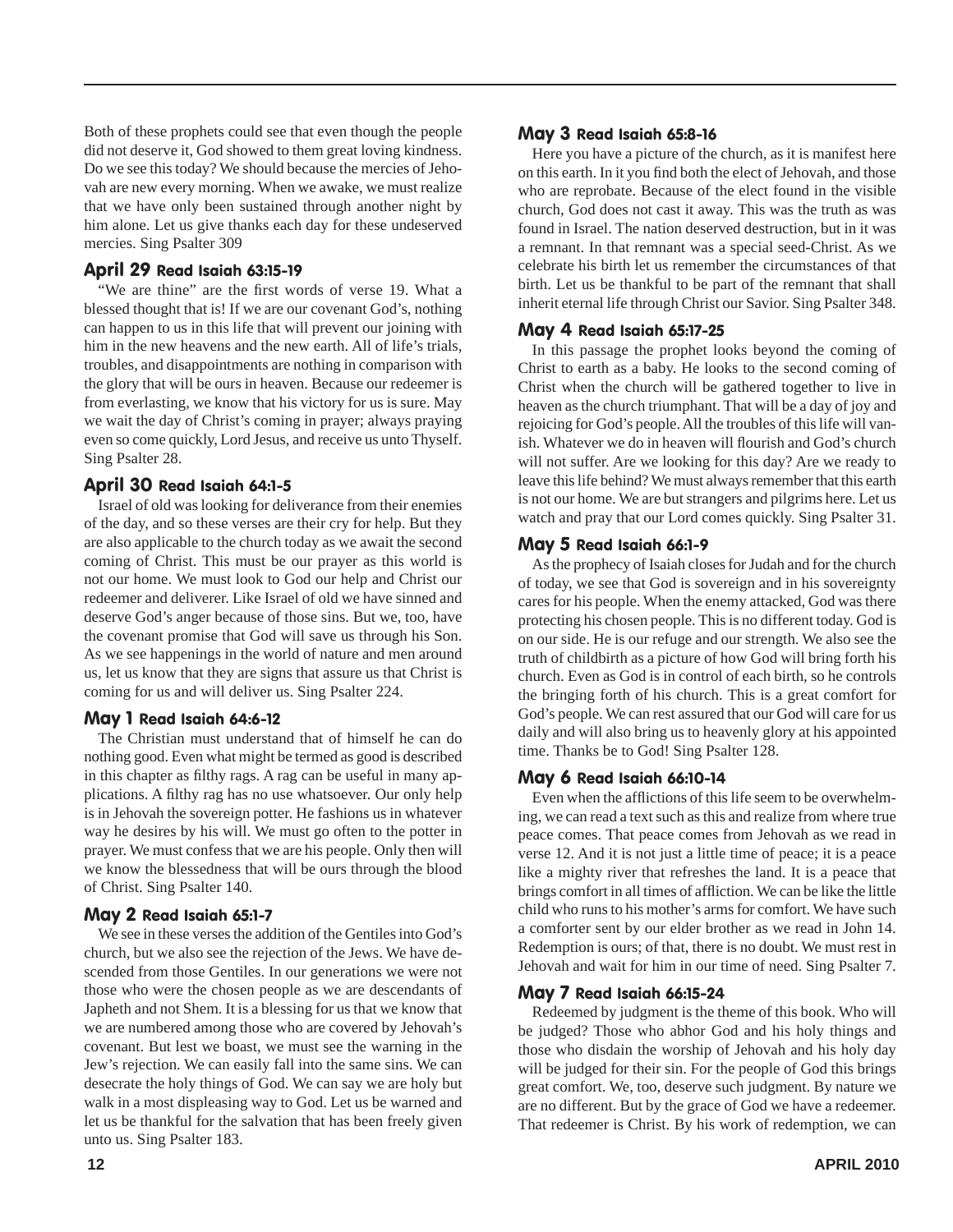Both of these prophets could see that even though the people did not deserve it, God showed to them great loving kindness. Do we see this today? We should because the mercies of Jehovah are new every morning. When we awake, we must realize that we have only been sustained through another night by him alone. Let us give thanks each day for these undeserved mercies. Sing Psalter 309

### April 29 Read Isaiah 63:15-19

"We are thine" are the first words of verse 19. What a blessed thought that is! If we are our covenant God's, nothing can happen to us in this life that will prevent our joining with him in the new heavens and the new earth. All of life's trials, troubles, and disappointments are nothing in comparison with the glory that will be ours in heaven. Because our redeemer is from everlasting, we know that his victory for us is sure. May we wait the day of Christ's coming in prayer; always praying even so come quickly, Lord Jesus, and receive us unto Thyself. Sing Psalter 28.

### April 30 Read Isaiah 64:1-5

Israel of old was looking for deliverance from their enemies of the day, and so these verses are their cry for help. But they are also applicable to the church today as we await the second coming of Christ. This must be our prayer as this world is not our home. We must look to God our help and Christ our redeemer and deliverer. Like Israel of old we have sinned and deserve God's anger because of those sins. But we, too, have the covenant promise that God will save us through his Son. As we see happenings in the world of nature and men around us, let us know that they are signs that assure us that Christ is coming for us and will deliver us. Sing Psalter 224.

### May 1 Read Isaiah 64:6-12

The Christian must understand that of himself he can do nothing good. Even what might be termed as good is described in this chapter as filthy rags. A rag can be useful in many applications. A filthy rag has no use whatsoever. Our only help is in Jehovah the sovereign potter. He fashions us in whatever way he desires by his will. We must go often to the potter in prayer. We must confess that we are his people. Only then will we know the blessedness that will be ours through the blood of Christ. Sing Psalter 140.

### May 2 Read Isaiah 65:1-7

We see in these verses the addition of the Gentiles into God's church, but we also see the rejection of the Jews. We have descended from those Gentiles. In our generations we were not those who were the chosen people as we are descendants of Japheth and not Shem. It is a blessing for us that we know that we are numbered among those who are covered by Jehovah's covenant. But lest we boast, we must see the warning in the Jew's rejection. We can easily fall into the same sins. We can desecrate the holy things of God. We can say we are holy but walk in a most displeasing way to God. Let us be warned and let us be thankful for the salvation that has been freely given unto us. Sing Psalter 183.

### May 3 Read Isaiah 65:8-16

Here you have a picture of the church, as it is manifest here on this earth. In it you find both the elect of Jehovah, and those who are reprobate. Because of the elect found in the visible church, God does not cast it away. This was the truth as was found in Israel. The nation deserved destruction, but in it was a remnant. In that remnant was a special seed-Christ. As we celebrate his birth let us remember the circumstances of that birth. Let us be thankful to be part of the remnant that shall inherit eternal life through Christ our Savior. Sing Psalter 348.

### May 4 Read Isaiah 65:17-25

In this passage the prophet looks beyond the coming of Christ to earth as a baby. He looks to the second coming of Christ when the church will be gathered together to live in heaven as the church triumphant. That will be a day of joy and rejoicing for God's people. All the troubles of this life will vanish. Whatever we do in heaven will flourish and God's church will not suffer. Are we looking for this day? Are we ready to leave this life behind? We must always remember that this earth is not our home. We are but strangers and pilgrims here. Let us watch and pray that our Lord comes quickly. Sing Psalter 31.

### May 5 Read Isaiah 66:1-9

As the prophecy of Isaiah closes for Judah and for the church of today, we see that God is sovereign and in his sovereignty cares for his people. When the enemy attacked, God was there protecting his chosen people. This is no different today. God is on our side. He is our refuge and our strength. We also see the truth of childbirth as a picture of how God will bring forth his church. Even as God is in control of each birth, so he controls the bringing forth of his church. This is a great comfort for God's people. We can rest assured that our God will care for us daily and will also bring us to heavenly glory at his appointed time. Thanks be to God! Sing Psalter 128.

### May 6 Read Isaiah 66:10-14

Even when the afflictions of this life seem to be overwhelming, we can read a text such as this and realize from where true peace comes. That peace comes from Jehovah as we read in verse 12. And it is not just a little time of peace; it is a peace like a mighty river that refreshes the land. It is a peace that brings comfort in all times of affliction. We can be like the little child who runs to his mother's arms for comfort. We have such a comforter sent by our elder brother as we read in John 14. Redemption is ours; of that, there is no doubt. We must rest in Jehovah and wait for him in our time of need. Sing Psalter 7.

### May 7 Read Isaiah 66:15-24

Redeemed by judgment is the theme of this book. Who will be judged? Those who abhor God and his holy things and those who disdain the worship of Jehovah and his holy day will be judged for their sin. For the people of God this brings great comfort. We, too, deserve such judgment. By nature we are no different. But by the grace of God we have a redeemer. That redeemer is Christ. By his work of redemption, we can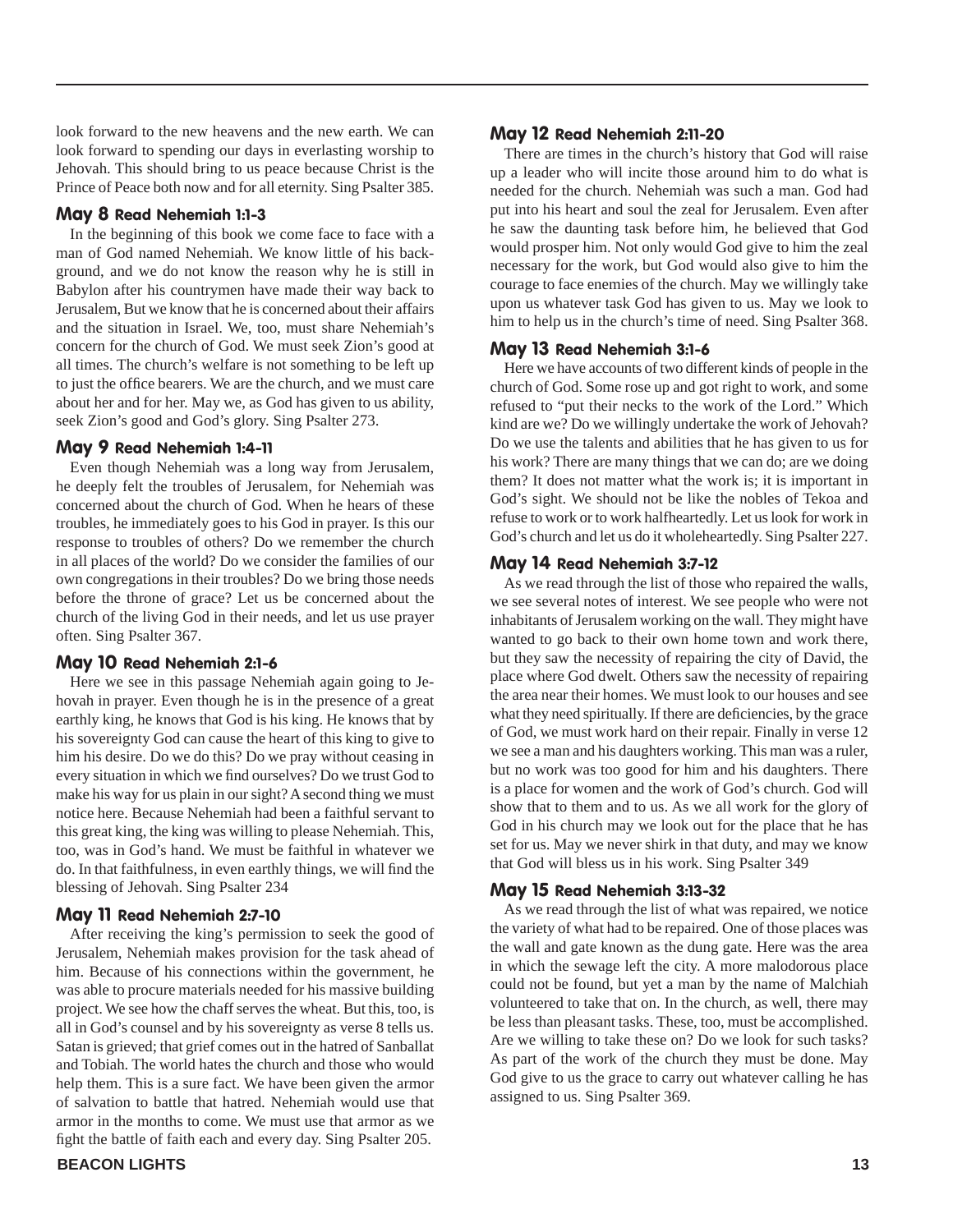look forward to the new heavens and the new earth. We can look forward to spending our days in everlasting worship to Jehovah. This should bring to us peace because Christ is the Prince of Peace both now and for all eternity. Sing Psalter 385.

### May 8 Read Nehemiah 1:1-3

In the beginning of this book we come face to face with a man of God named Nehemiah. We know little of his background, and we do not know the reason why he is still in Babylon after his countrymen have made their way back to Jerusalem, But we know that he is concerned about their affairs and the situation in Israel. We, too, must share Nehemiah's concern for the church of God. We must seek Zion's good at all times. The church's welfare is not something to be left up to just the office bearers. We are the church, and we must care about her and for her. May we, as God has given to us ability, seek Zion's good and God's glory. Sing Psalter 273.

### May 9 Read Nehemiah 1:4-11

Even though Nehemiah was a long way from Jerusalem, he deeply felt the troubles of Jerusalem, for Nehemiah was concerned about the church of God. When he hears of these troubles, he immediately goes to his God in prayer. Is this our response to troubles of others? Do we remember the church in all places of the world? Do we consider the families of our own congregations in their troubles? Do we bring those needs before the throne of grace? Let us be concerned about the church of the living God in their needs, and let us use prayer often. Sing Psalter 367.

### May 10 Read Nehemiah 2:1-6

Here we see in this passage Nehemiah again going to Jehovah in prayer. Even though he is in the presence of a great earthly king, he knows that God is his king. He knows that by his sovereignty God can cause the heart of this king to give to him his desire. Do we do this? Do we pray without ceasing in every situation in which we find ourselves? Do we trust God to make his way for us plain in our sight? A second thing we must notice here. Because Nehemiah had been a faithful servant to this great king, the king was willing to please Nehemiah. This, too, was in God's hand. We must be faithful in whatever we do. In that faithfulness, in even earthly things, we will find the blessing of Jehovah. Sing Psalter 234

### May 11 Read Nehemiah 2:7-10

After receiving the king's permission to seek the good of Jerusalem, Nehemiah makes provision for the task ahead of him. Because of his connections within the government, he was able to procure materials needed for his massive building project. We see how the chaff serves the wheat. But this, too, is all in God's counsel and by his sovereignty as verse 8 tells us. Satan is grieved; that grief comes out in the hatred of Sanballat and Tobiah. The world hates the church and those who would help them. This is a sure fact. We have been given the armor of salvation to battle that hatred. Nehemiah would use that armor in the months to come. We must use that armor as we fight the battle of faith each and every day. Sing Psalter 205.

### May 12 Read Nehemiah 2:11-20

There are times in the church's history that God will raise up a leader who will incite those around him to do what is needed for the church. Nehemiah was such a man. God had put into his heart and soul the zeal for Jerusalem. Even after he saw the daunting task before him, he believed that God would prosper him. Not only would God give to him the zeal necessary for the work, but God would also give to him the courage to face enemies of the church. May we willingly take upon us whatever task God has given to us. May we look to him to help us in the church's time of need. Sing Psalter 368.

### May 13 Read Nehemiah 3:1-6

Here we have accounts of two different kinds of people in the church of God. Some rose up and got right to work, and some refused to "put their necks to the work of the Lord." Which kind are we? Do we willingly undertake the work of Jehovah? Do we use the talents and abilities that he has given to us for his work? There are many things that we can do; are we doing them? It does not matter what the work is; it is important in God's sight. We should not be like the nobles of Tekoa and refuse to work or to work halfheartedly. Let us look for work in God's church and let us do it wholeheartedly. Sing Psalter 227.

### May 14 Read Nehemiah 3:7-12

As we read through the list of those who repaired the walls, we see several notes of interest. We see people who were not inhabitants of Jerusalem working on the wall. They might have wanted to go back to their own home town and work there, but they saw the necessity of repairing the city of David, the place where God dwelt. Others saw the necessity of repairing the area near their homes. We must look to our houses and see what they need spiritually. If there are deficiencies, by the grace of God, we must work hard on their repair. Finally in verse 12 we see a man and his daughters working. This man was a ruler, but no work was too good for him and his daughters. There is a place for women and the work of God's church. God will show that to them and to us. As we all work for the glory of God in his church may we look out for the place that he has set for us. May we never shirk in that duty, and may we know that God will bless us in his work. Sing Psalter 349

### May 15 Read Nehemiah 3:13-32

As we read through the list of what was repaired, we notice the variety of what had to be repaired. One of those places was the wall and gate known as the dung gate. Here was the area in which the sewage left the city. A more malodorous place could not be found, but yet a man by the name of Malchiah volunteered to take that on. In the church, as well, there may be less than pleasant tasks. These, too, must be accomplished. Are we willing to take these on? Do we look for such tasks? As part of the work of the church they must be done. May God give to us the grace to carry out whatever calling he has assigned to us. Sing Psalter 369.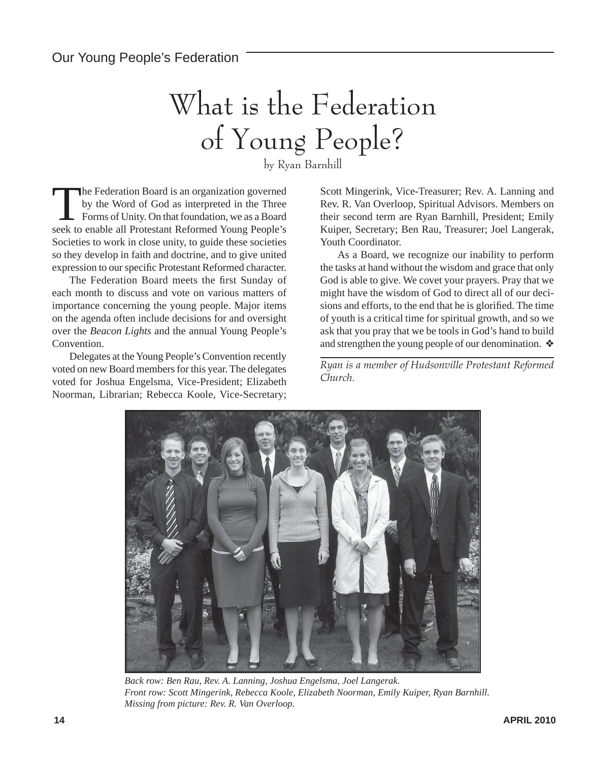# What is the Federation of Young People?

by Ryan Barnhill

The Federation Board is an organization governed by the Word of God as interpreted in the Three Forms of Unity. On that foundation, we as a Board seek to enable all Protestant Reformed Young People's Societies to work in close unity, to guide these societies so they develop in faith and doctrine, and to give united expression to our specific Protestant Reformed character.

The Federation Board meets the first Sunday of each month to discuss and vote on various matters of importance concerning the young people. Major items on the agenda often include decisions for and oversight over the *Beacon Lights* and the annual Young People's Convention.

Delegates at the Young People's Convention recently voted on new Board members for this year. The delegates voted for Joshua Engelsma, Vice-President; Elizabeth Noorman, Librarian; Rebecca Koole, Vice-Secretary; Scott Mingerink, Vice-Treasurer; Rev. A. Lanning and Rev. R. Van Overloop, Spiritual Advisors. Members on their second term are Ryan Barnhill, President; Emily Kuiper, Secretary; Ben Rau, Treasurer; Joel Langerak, Youth Coordinator.

As a Board, we recognize our inability to perform the tasks at hand without the wisdom and grace that only God is able to give. We covet your prayers. Pray that we might have the wisdom of God to direct all of our decisions and efforts, to the end that he is glorified. The time of youth is a critical time for spiritual growth, and so we ask that you pray that we be tools in God's hand to build and strengthen the young people of our denomination. ❖

*Ryan is a member of Hudsonville Protestant Reformed Church.*

*Back row: Ben Rau, Rev. A. Lanning, Joshua Engelsma, Joel Langerak.*
*Front row: Scott Mingerink, Rebecca Koole, Elizabeth Noorman, Emily Kuiper, Ryan Barnhill.*
*Missing from picture: Rev. R. Van Overloop.*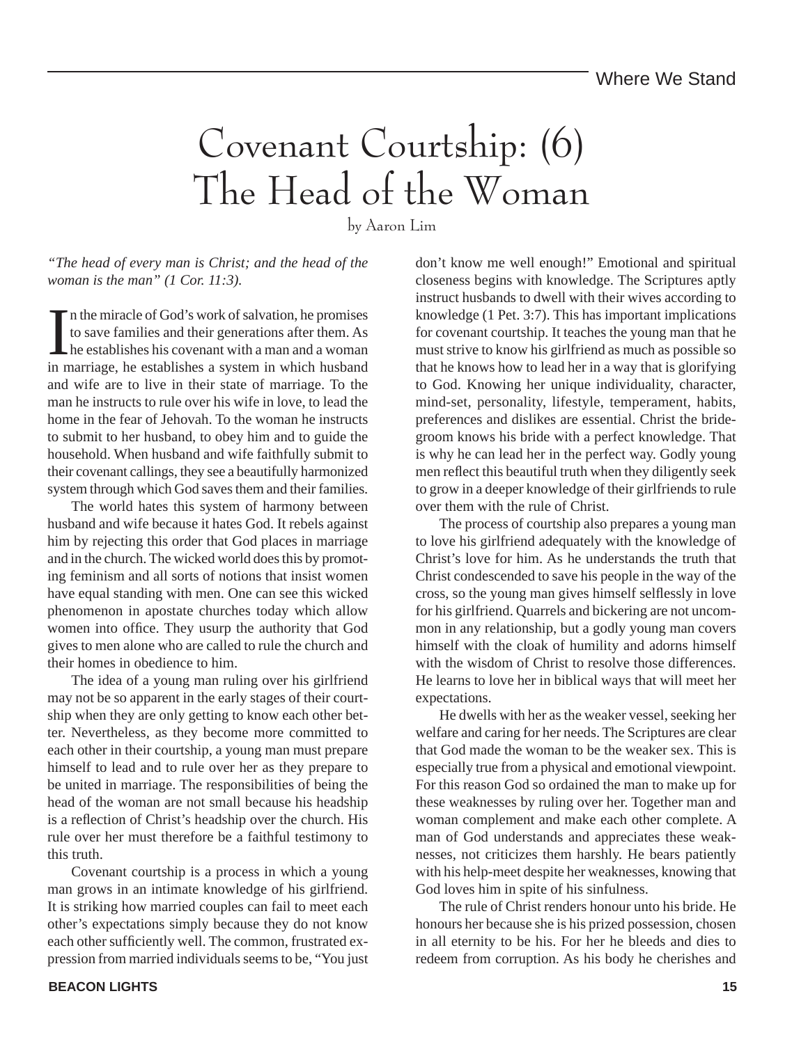# Covenant Courtship: (6) The Head of the Woman

by Aaron Lim

*"The head of every man is Christ; and the head of the woman is the man" (1 Cor. 11:3).*

In the miracle of God's work of salvation, he promises to save families and their generations after them. As he establishes his covenant with a man and a woman in marriage, he establishes a system in which husband and wife are to live in their state of marriage. To the man he instructs to rule over his wife in love, to lead the home in the fear of Jehovah. To the woman he instructs to submit to her husband, to obey him and to guide the household. When husband and wife faithfully submit to their covenant callings, they see a beautifully harmonized system through which God saves them and their families.

The world hates this system of harmony between husband and wife because it hates God. It rebels against him by rejecting this order that God places in marriage and in the church. The wicked world does this by promoting feminism and all sorts of notions that insist women have equal standing with men. One can see this wicked phenomenon in apostate churches today which allow women into office. They usurp the authority that God gives to men alone who are called to rule the church and their homes in obedience to him.

The idea of a young man ruling over his girlfriend may not be so apparent in the early stages of their courtship when they are only getting to know each other better. Nevertheless, as they become more committed to each other in their courtship, a young man must prepare himself to lead and to rule over her as they prepare to be united in marriage. The responsibilities of being the head of the woman are not small because his headship is a reflection of Christ's headship over the church. His rule over her must therefore be a faithful testimony to this truth.

Covenant courtship is a process in which a young man grows in an intimate knowledge of his girlfriend. It is striking how married couples can fail to meet each other's expectations simply because they do not know each other sufficiently well. The common, frustrated expression from married individuals seems to be, "You just don't know me well enough!" Emotional and spiritual closeness begins with knowledge. The Scriptures aptly instruct husbands to dwell with their wives according to knowledge (1 Pet. 3:7). This has important implications for covenant courtship. It teaches the young man that he must strive to know his girlfriend as much as possible so that he knows how to lead her in a way that is glorifying to God. Knowing her unique individuality, character, mind-set, personality, lifestyle, temperament, habits, preferences and dislikes are essential. Christ the bridegroom knows his bride with a perfect knowledge. That is why he can lead her in the perfect way. Godly young men reflect this beautiful truth when they diligently seek to grow in a deeper knowledge of their girlfriends to rule over them with the rule of Christ.

The process of courtship also prepares a young man to love his girlfriend adequately with the knowledge of Christ's love for him. As he understands the truth that Christ condescended to save his people in the way of the cross, so the young man gives himself selflessly in love for his girlfriend. Quarrels and bickering are not uncommon in any relationship, but a godly young man covers himself with the cloak of humility and adorns himself with the wisdom of Christ to resolve those differences. He learns to love her in biblical ways that will meet her expectations.

He dwells with her as the weaker vessel, seeking her welfare and caring for her needs. The Scriptures are clear that God made the woman to be the weaker sex. This is especially true from a physical and emotional viewpoint. For this reason God so ordained the man to make up for these weaknesses by ruling over her. Together man and woman complement and make each other complete. A man of God understands and appreciates these weaknesses, not criticizes them harshly. He bears patiently with his help-meet despite her weaknesses, knowing that God loves him in spite of his sinfulness.

The rule of Christ renders honour unto his bride. He honours her because she is his prized possession, chosen in all eternity to be his. For her he bleeds and dies to redeem from corruption. As his body he cherishes and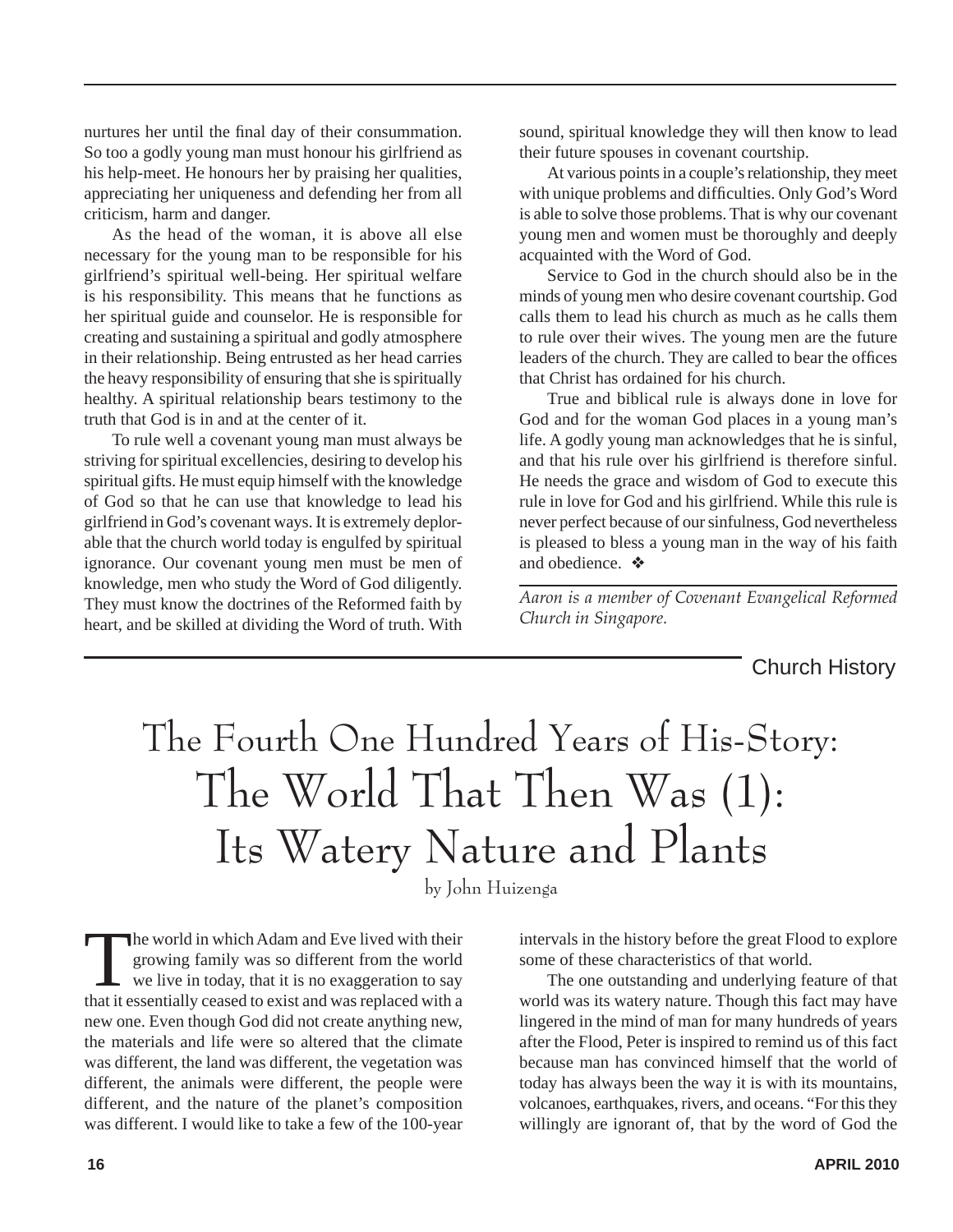nurtures her until the final day of their consummation. So too a godly young man must honour his girlfriend as his help-meet. He honours her by praising her qualities, appreciating her uniqueness and defending her from all criticism, harm and danger.

As the head of the woman, it is above all else necessary for the young man to be responsible for his girlfriend's spiritual well-being. Her spiritual welfare is his responsibility. This means that he functions as her spiritual guide and counselor. He is responsible for creating and sustaining a spiritual and godly atmosphere in their relationship. Being entrusted as her head carries the heavy responsibility of ensuring that she is spiritually healthy. A spiritual relationship bears testimony to the truth that God is in and at the center of it.

To rule well a covenant young man must always be striving for spiritual excellencies, desiring to develop his spiritual gifts. He must equip himself with the knowledge of God so that he can use that knowledge to lead his girlfriend in God's covenant ways. It is extremely deplorable that the church world today is engulfed by spiritual ignorance. Our covenant young men must be men of knowledge, men who study the Word of God diligently. They must know the doctrines of the Reformed faith by heart, and be skilled at dividing the Word of truth. With sound, spiritual knowledge they will then know to lead their future spouses in covenant courtship.

At various points in a couple's relationship, they meet with unique problems and difficulties. Only God's Word is able to solve those problems. That is why our covenant young men and women must be thoroughly and deeply acquainted with the Word of God.

Service to God in the church should also be in the minds of young men who desire covenant courtship. God calls them to lead his church as much as he calls them to rule over their wives. The young men are the future leaders of the church. They are called to bear the offices that Christ has ordained for his church.

True and biblical rule is always done in love for God and for the woman God places in a young man's life. A godly young man acknowledges that he is sinful, and that his rule over his girlfriend is therefore sinful. He needs the grace and wisdom of God to execute this rule in love for God and his girlfriend. While this rule is never perfect because of our sinfulness, God nevertheless is pleased to bless a young man in the way of his faith and obedience. ❖

*Aaron is a member of Covenant Evangelical Reformed Church in Singapore.*

Church History

# The Fourth One Hundred Years of His-Story: The World That Then Was (1): Its Watery Nature and Plants

by John Huizenga

The world in which Adam and Eve lived with their growing family was so different from the world we live in today, that it is no exaggeration to say that it essentially ceased to exist and was replaced with a new one. Even though God did not create anything new, the materials and life were so altered that the climate was different, the land was different, the vegetation was different, the animals were different, the people were different, and the nature of the planet's composition was different. I would like to take a few of the 100-year intervals in the history before the great Flood to explore some of these characteristics of that world.

The one outstanding and underlying feature of that world was its watery nature. Though this fact may have lingered in the mind of man for many hundreds of years after the Flood, Peter is inspired to remind us of this fact because man has convinced himself that the world of today has always been the way it is with its mountains, volcanoes, earthquakes, rivers, and oceans. "For this they willingly are ignorant of, that by the word of God the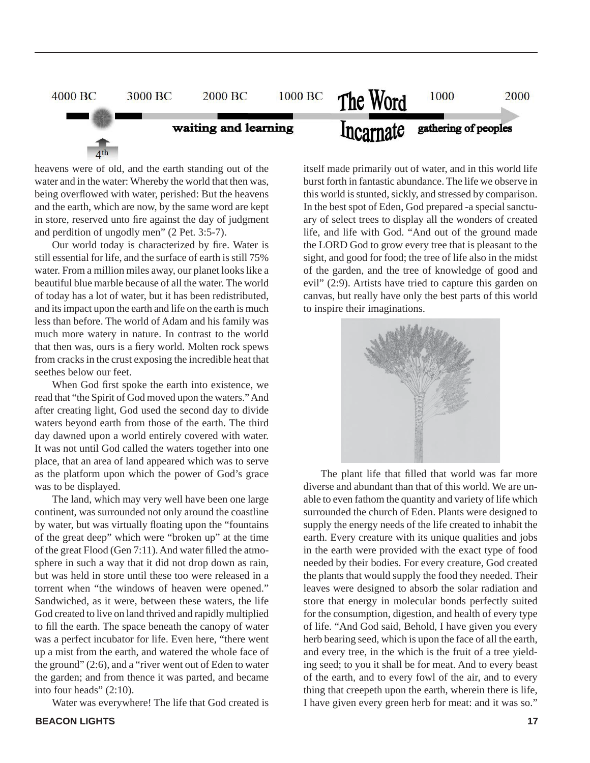heavens were of old, and the earth standing out of the water and in the water: Whereby the world that then was, being overflowed with water, perished: But the heavens and the earth, which are now, by the same word are kept in store, reserved unto fire against the day of judgment and perdition of ungodly men" (2 Pet. 3:5-7).

Our world today is characterized by fire. Water is still essential for life, and the surface of earth is still 75% water. From a million miles away, our planet looks like a beautiful blue marble because of all the water. The world of today has a lot of water, but it has been redistributed, and its impact upon the earth and life on the earth is much less than before. The world of Adam and his family was much more watery in nature. In contrast to the world that then was, ours is a fiery world. Molten rock spews from cracks in the crust exposing the incredible heat that seethes below our feet.

When God first spoke the earth into existence, we read that "the Spirit of God moved upon the waters." And after creating light, God used the second day to divide waters beyond earth from those of the earth. The third day dawned upon a world entirely covered with water. It was not until God called the waters together into one place, that an area of land appeared which was to serve as the platform upon which the power of God's grace was to be displayed.

The land, which may very well have been one large continent, was surrounded not only around the coastline by water, but was virtually floating upon the "fountains of the great deep" which were "broken up" at the time of the great Flood (Gen 7:11). And water filled the atmosphere in such a way that it did not drop down as rain, but was held in store until these too were released in a torrent when "the windows of heaven were opened." Sandwiched, as it were, between these waters, the life God created to live on land thrived and rapidly multiplied to fill the earth. The space beneath the canopy of water was a perfect incubator for life. Even here, "there went up a mist from the earth, and watered the whole face of the ground" (2:6), and a "river went out of Eden to water the garden; and from thence it was parted, and became into four heads" (2:10).

Water was everywhere! The life that God created is itself made primarily out of water, and in this world life burst forth in fantastic abundance. The life we observe in this world is stunted, sickly, and stressed by comparison. In the best spot of Eden, God prepared -a special sanctuary of select trees to display all the wonders of created life, and life with God. "And out of the ground made the LORD God to grow every tree that is pleasant to the sight, and good for food; the tree of life also in the midst of the garden, and the tree of knowledge of good and evil" (2:9). Artists have tried to capture this garden on canvas, but really have only the best parts of this world to inspire their imaginations.

The plant life that filled that world was far more diverse and abundant than that of this world. We are unable to even fathom the quantity and variety of life which surrounded the church of Eden. Plants were designed to supply the energy needs of the life created to inhabit the earth. Every creature with its unique qualities and jobs in the earth were provided with the exact type of food needed by their bodies. For every creature, God created the plants that would supply the food they needed. Their leaves were designed to absorb the solar radiation and store that energy in molecular bonds perfectly suited for the consumption, digestion, and health of every type of life. "And God said, Behold, I have given you every herb bearing seed, which is upon the face of all the earth, and every tree, in the which is the fruit of a tree yielding seed; to you it shall be for meat. And to every beast of the earth, and to every fowl of the air, and to every thing that creepeth upon the earth, wherein there is life, I have given every green herb for meat: and it was so."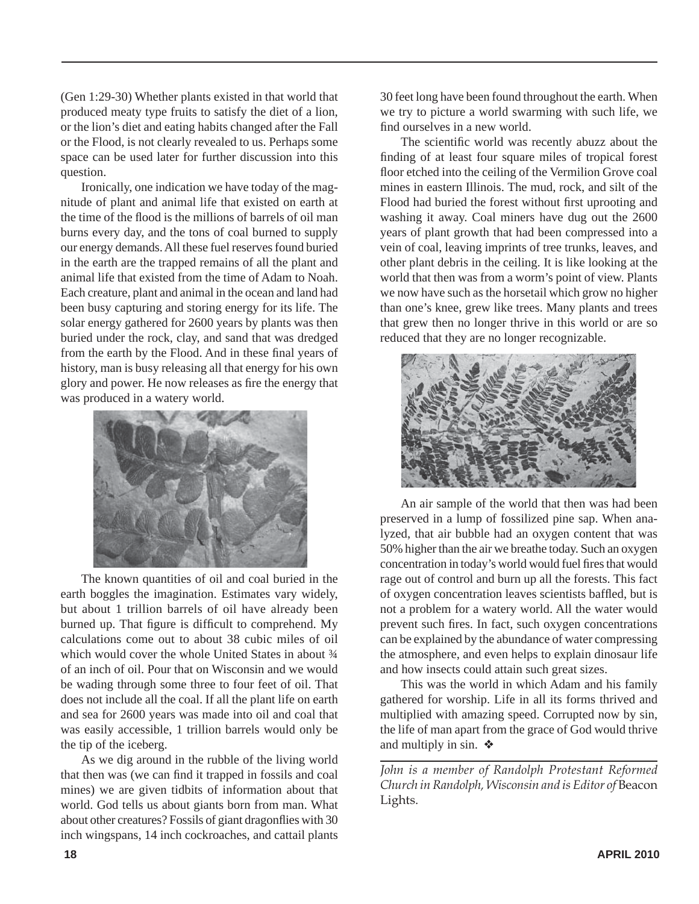(Gen 1:29-30) Whether plants existed in that world that produced meaty type fruits to satisfy the diet of a lion, or the lion's diet and eating habits changed after the Fall or the Flood, is not clearly revealed to us. Perhaps some space can be used later for further discussion into this question.

Ironically, one indication we have today of the magnitude of plant and animal life that existed on earth at the time of the flood is the millions of barrels of oil man burns every day, and the tons of coal burned to supply our energy demands. All these fuel reserves found buried in the earth are the trapped remains of all the plant and animal life that existed from the time of Adam to Noah. Each creature, plant and animal in the ocean and land had been busy capturing and storing energy for its life. The solar energy gathered for 2600 years by plants was then buried under the rock, clay, and sand that was dredged from the earth by the Flood. And in these final years of history, man is busy releasing all that energy for his own glory and power. He now releases as fire the energy that was produced in a watery world.

The known quantities of oil and coal buried in the earth boggles the imagination. Estimates vary widely, but about 1 trillion barrels of oil have already been burned up. That figure is difficult to comprehend. My calculations come out to about 38 cubic miles of oil which would cover the whole United States in about ¾ of an inch of oil. Pour that on Wisconsin and we would be wading through some three to four feet of oil. That does not include all the coal. If all the plant life on earth and sea for 2600 years was made into oil and coal that was easily accessible, 1 trillion barrels would only be the tip of the iceberg.

As we dig around in the rubble of the living world that then was (we can find it trapped in fossils and coal mines) we are given tidbits of information about that world. God tells us about giants born from man. What about other creatures? Fossils of giant dragonflies with 30 inch wingspans, 14 inch cockroaches, and cattail plants 30 feet long have been found throughout the earth. When we try to picture a world swarming with such life, we find ourselves in a new world.

The scientific world was recently abuzz about the finding of at least four square miles of tropical forest floor etched into the ceiling of the Vermilion Grove coal mines in eastern Illinois. The mud, rock, and silt of the Flood had buried the forest without first uprooting and washing it away. Coal miners have dug out the 2600 years of plant growth that had been compressed into a vein of coal, leaving imprints of tree trunks, leaves, and other plant debris in the ceiling. It is like looking at the world that then was from a worm's point of view. Plants we now have such as the horsetail which grow no higher than one's knee, grew like trees. Many plants and trees that grew then no longer thrive in this world or are so reduced that they are no longer recognizable.

An air sample of the world that then was had been preserved in a lump of fossilized pine sap. When analyzed, that air bubble had an oxygen content that was 50% higher than the air we breathe today. Such an oxygen concentration in today's world would fuel fires that would rage out of control and burn up all the forests. This fact of oxygen concentration leaves scientists baffled, but is not a problem for a watery world. All the water would prevent such fires. In fact, such oxygen concentrations can be explained by the abundance of water compressing the atmosphere, and even helps to explain dinosaur life and how insects could attain such great sizes.

This was the world in which Adam and his family gathered for worship. Life in all its forms thrived and multiplied with amazing speed. Corrupted now by sin, the life of man apart from the grace of God would thrive and multiply in sin. ❖

---

*John is a member of Randolph Protestant Reformed Church in Randolph, Wisconsin and is Editor of* Beacon Lights.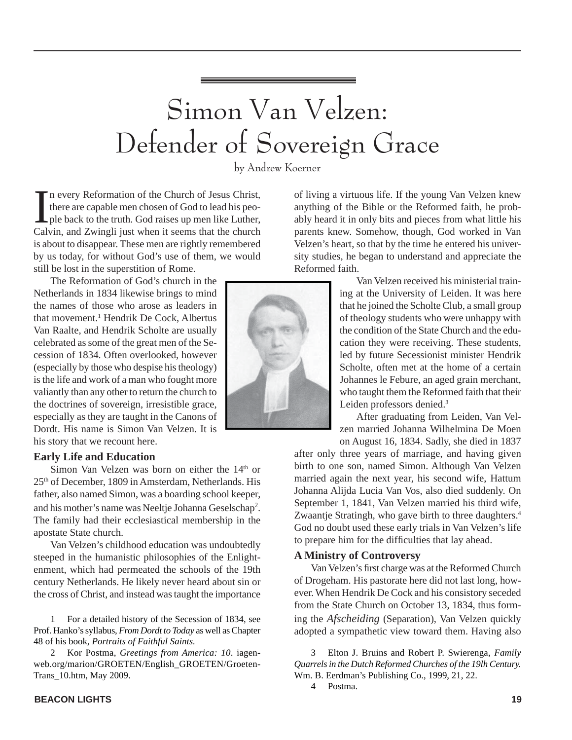# Simon Van Velzen: Defender of Sovereign Grace

by Andrew Koerner

In every Reformation of the Church of Jesus Christ, there are capable men chosen of God to lead his people back to the truth. God raises up men like Luther, Calvin, and Zwingli just when it seems that the church is about to disappear. These men are rightly remembered by us today, for without God's use of them, we would still be lost in the superstition of Rome.

The Reformation of God's church in the Netherlands in 1834 likewise brings to mind the names of those who arose as leaders in that movement.[1] Hendrik De Cock, Albertus Van Raalte, and Hendrik Scholte are usually celebrated as some of the great men of the Secession of 1834. Often overlooked, however (especially by those who despise his theology) is the life and work of a man who fought more valiantly than any other to return the church to the doctrines of sovereign, irresistible grace, especially as they are taught in the Canons of Dordt. His name is Simon Van Velzen. It is his story that we recount here.

### Early Life and Education

Simon Van Velzen was born on either the 14th or 25th of December, 1809 in Amsterdam, Netherlands. His father, also named Simon, was a boarding school keeper, and his mother's name was Neeltje Johanna Geselschap[2]. The family had their ecclesiastical membership in the apostate State church.

Van Velzen's childhood education was undoubtedly steeped in the humanistic philosophies of the Enlightenment, which had permeated the schools of the 19th century Netherlands. He likely never heard about sin or the cross of Christ, and instead was taught the importance of living a virtuous life. If the young Van Velzen knew anything of the Bible or the Reformed faith, he probably heard it in only bits and pieces from what little his parents knew. Somehow, though, God worked in Van Velzen's heart, so that by the time he entered his university studies, he began to understand and appreciate the Reformed faith.

Van Velzen received his ministerial training at the University of Leiden. It was here that he joined the Scholte Club, a small group of theology students who were unhappy with the condition of the State Church and the education they were receiving. These students, led by future Secessionist minister Hendrik Scholte, often met at the home of a certain Johannes le Febure, an aged grain merchant, who taught them the Reformed faith that their Leiden professors denied.[3]

After graduating from Leiden, Van Velzen married Johanna Wilhelmina De Moen on August 16, 1834. Sadly, she died in 1837 after only three years of marriage, and having given birth to one son, named Simon. Although Van Velzen married again the next year, his second wife, Hattum Johanna Alijda Lucia Van Vos, also died suddenly. On September 1, 1841, Van Velzen married his third wife, Zwaantje Stratingh, who gave birth to three daughters.[4] God no doubt used these early trials in Van Velzen's life to prepare him for the difficulties that lay ahead.

### A Ministry of Controversy

Van Velzen's first charge was at the Reformed Church of Drogeham. His pastorate here did not last long, however. When Hendrik De Cock and his consistory seceded from the State Church on October 13, 1834, thus forming the *Afscheiding* (Separation), Van Velzen quickly adopted a sympathetic view toward them. Having also

---

1 For a detailed history of the Secession of 1834, see Prof. Hanko's syllabus, *From Dordt to Today* as well as Chapter 48 of his book, *Portraits of Faithful Saints*.

2 Kor Postma, *Greetings from America: 10*. iagenweb.org/marion/GROETEN/English_GROETEN/Groeten-Trans_10.htm, May 2009.

3 Elton J. Bruins and Robert P. Swierenga, *Family Quarrels in the Dutch Reformed Churches of the 19lh Century.* Wm. B. Eerdman's Publishing Co., 1999, 21, 22.

4 Postma.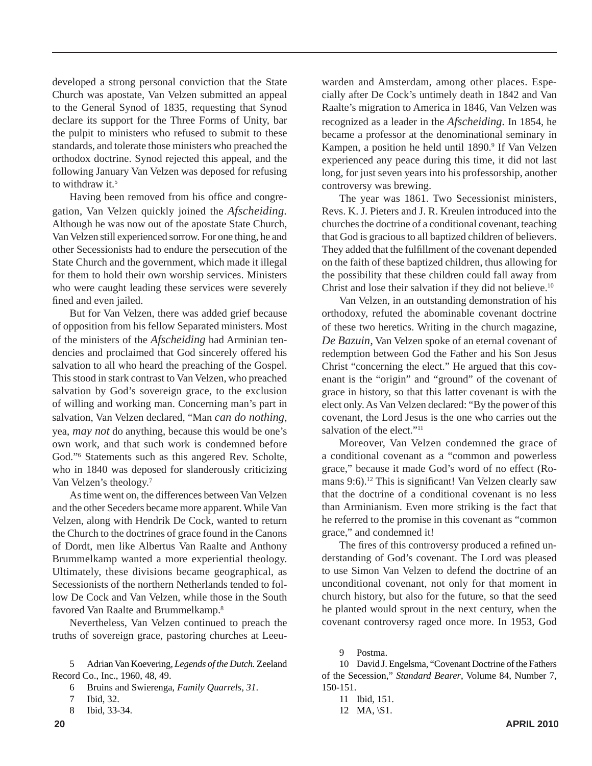developed a strong personal conviction that the State Church was apostate, Van Velzen submitted an appeal to the General Synod of 1835, requesting that Synod declare its support for the Three Forms of Unity, bar the pulpit to ministers who refused to submit to these standards, and tolerate those ministers who preached the orthodox doctrine. Synod rejected this appeal, and the following January Van Velzen was deposed for refusing to withdraw it.[5]

Having been removed from his office and congregation, Van Velzen quickly joined the *Afscheiding*. Although he was now out of the apostate State Church, Van Velzen still experienced sorrow. For one thing, he and other Secessionists had to endure the persecution of the State Church and the government, which made it illegal for them to hold their own worship services. Ministers who were caught leading these services were severely fined and even jailed.

But for Van Velzen, there was added grief because of opposition from his fellow Separated ministers. Most of the ministers of the *Afscheiding* had Arminian tendencies and proclaimed that God sincerely offered his salvation to all who heard the preaching of the Gospel. This stood in stark contrast to Van Velzen, who preached salvation by God's sovereign grace, to the exclusion of willing and working man. Concerning man's part in salvation, Van Velzen declared, "Man *can do nothing*, yea, *may not* do anything, because this would be one's own work, and that such work is condemned before God."[6] Statements such as this angered Rev. Scholte, who in 1840 was deposed for slanderously criticizing Van Velzen's theology.[7]

As time went on, the differences between Van Velzen and the other Seceders became more apparent. While Van Velzen, along with Hendrik De Cock, wanted to return the Church to the doctrines of grace found in the Canons of Dordt, men like Albertus Van Raalte and Anthony Brummelkamp wanted a more experiential theology. Ultimately, these divisions became geographical, as Secessionists of the northern Netherlands tended to follow De Cock and Van Velzen, while those in the South favored Van Raalte and Brummelkamp.[8]

Nevertheless, Van Velzen continued to preach the truths of sovereign grace, pastoring churches at Leeuwarden and Amsterdam, among other places. Especially after De Cock's untimely death in 1842 and Van Raalte's migration to America in 1846, Van Velzen was recognized as a leader in the *Afscheiding*. In 1854, he became a professor at the denominational seminary in Kampen, a position he held until 1890.[9] If Van Velzen experienced any peace during this time, it did not last long, for just seven years into his professorship, another controversy was brewing.

The year was 1861. Two Secessionist ministers, Revs. K. J. Pieters and J. R. Kreulen introduced into the churches the doctrine of a conditional covenant, teaching that God is gracious to all baptized children of believers. They added that the fulfillment of the covenant depended on the faith of these baptized children, thus allowing for the possibility that these children could fall away from Christ and lose their salvation if they did not believe.[10]

Van Velzen, in an outstanding demonstration of his orthodoxy, refuted the abominable covenant doctrine of these two heretics. Writing in the church magazine, *De Bazuin*, Van Velzen spoke of an eternal covenant of redemption between God the Father and his Son Jesus Christ "concerning the elect." He argued that this covenant is the "origin" and "ground" of the covenant of grace in history, so that this latter covenant is with the elect only. As Van Velzen declared: "By the power of this covenant, the Lord Jesus is the one who carries out the salvation of the elect."[11]

Moreover, Van Velzen condemned the grace of a conditional covenant as a "common and powerless grace," because it made God's word of no effect (Romans 9:6).[12] This is significant! Van Velzen clearly saw that the doctrine of a conditional covenant is no less than Arminianism. Even more striking is the fact that he referred to the promise in this covenant as "common grace," and condemned it!

The fires of this controversy produced a refined understanding of God's covenant. The Lord was pleased to use Simon Van Velzen to defend the doctrine of an unconditional covenant, not only for that moment in church history, but also for the future, so that the seed he planted would sprout in the next century, when the covenant controversy raged once more. In 1953, God

5 Adrian Van Koevering, *Legends of the Dutch.* Zeeland Record Co., Inc., 1960, 48, 49.

6 Bruins and Swierenga, *Family Quarrels, 31*.

7 Ibid, 32.

8 Ibid, 33-34.

9 Postma.

10 David J. Engelsma, "Covenant Doctrine of the Fathers of the Secession," *Standard Bearer*, Volume 84, Number 7, 150-151.

11 Ibid, 151.

12 MA, \S1.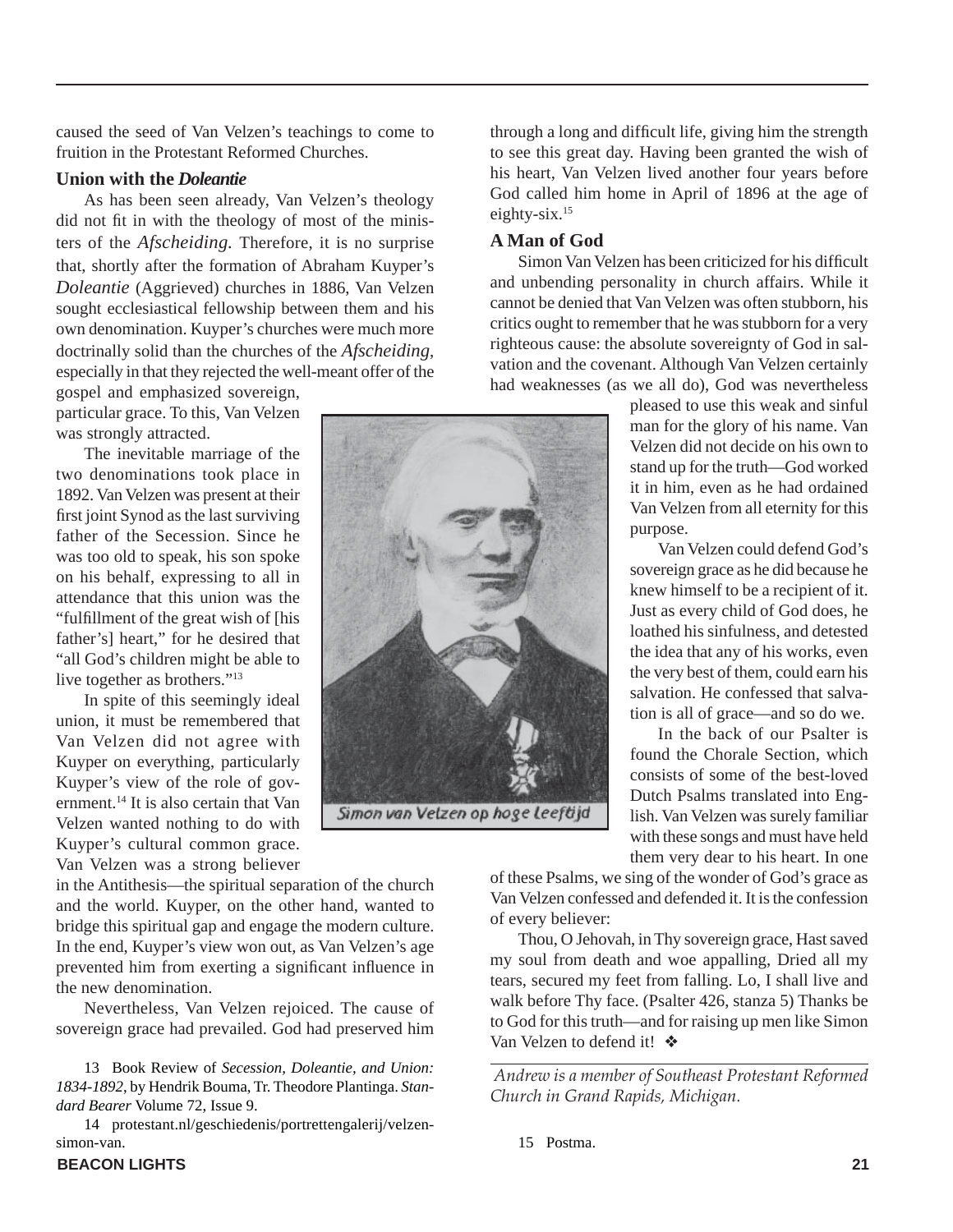caused the seed of Van Velzen's teachings to come to fruition in the Protestant Reformed Churches.

### Union with the *Doleantie*

As has been seen already, Van Velzen's theology did not fit in with the theology of most of the ministers of the *Afscheiding.* Therefore, it is no surprise that, shortly after the formation of Abraham Kuyper's *Doleantie* (Aggrieved) churches in 1886, Van Velzen sought ecclesiastical fellowship between them and his own denomination. Kuyper's churches were much more doctrinally solid than the churches of the *Afscheiding*, especially in that they rejected the well-meant offer of the gospel and emphasized sovereign, particular grace. To this, Van Velzen was strongly attracted.

The inevitable marriage of the two denominations took place in 1892. Van Velzen was present at their first joint Synod as the last surviving father of the Secession. Since he was too old to speak, his son spoke on his behalf, expressing to all in attendance that this union was the "fulfillment of the great wish of [his father's] heart," for he desired that "all God's children might be able to live together as brothers."[13]

In spite of this seemingly ideal union, it must be remembered that Van Velzen did not agree with Kuyper on everything, particularly Kuyper's view of the role of government.[14] It is also certain that Van Velzen wanted nothing to do with Kuyper's cultural common grace. Van Velzen was a strong believer in the Antithesis—the spiritual separation of the church and the world. Kuyper, on the other hand, wanted to bridge this spiritual gap and engage the modern culture. In the end, Kuyper's view won out, as Van Velzen's age prevented him from exerting a significant influence in the new denomination.

Nevertheless, Van Velzen rejoiced. The cause of sovereign grace had prevailed. God had preserved him through a long and difficult life, giving him the strength to see this great day. Having been granted the wish of his heart, Van Velzen lived another four years before God called him home in April of 1896 at the age of eighty-six.[15]

Simon van Velzen op hoge leeftijd

### A Man of God

Simon Van Velzen has been criticized for his difficult and unbending personality in church affairs. While it cannot be denied that Van Velzen was often stubborn, his critics ought to remember that he was stubborn for a very righteous cause: the absolute sovereignty of God in salvation and the covenant. Although Van Velzen certainly had weaknesses (as we all do), God was nevertheless pleased to use this weak and sinful man for the glory of his name. Van Velzen did not decide on his own to stand up for the truth—God worked it in him, even as he had ordained Van Velzen from all eternity for this purpose.

Van Velzen could defend God's sovereign grace as he did because he knew himself to be a recipient of it. Just as every child of God does, he loathed his sinfulness, and detested the idea that any of his works, even the very best of them, could earn his salvation. He confessed that salvation is all of grace—and so do we.

In the back of our Psalter is found the Chorale Section, which consists of some of the best-loved Dutch Psalms translated into English. Van Velzen was surely familiar with these songs and must have held them very dear to his heart. In one of these Psalms, we sing of the wonder of God's grace as Van Velzen confessed and defended it. It is the confession of every believer:

Thou, O Jehovah, in Thy sovereign grace, Hast saved my soul from death and woe appalling, Dried all my tears, secured my feet from falling. Lo, I shall live and walk before Thy face. (Psalter 426, stanza 5) Thanks be to God for this truth—and for raising up men like Simon Van Velzen to defend it! ❖

---

*Andrew is a member of Southeast Protestant Reformed Church in Grand Rapids, Michigan.*

13 Book Review of *Secession, Doleantie, and Union: 1834-1892*, by Hendrik Bouma, Tr. Theodore Plantinga. *Standard Bearer* Volume 72, Issue 9.

14 protestant.nl/geschiedenis/portrettengalerij/velzen-simon-van.

15 Postma.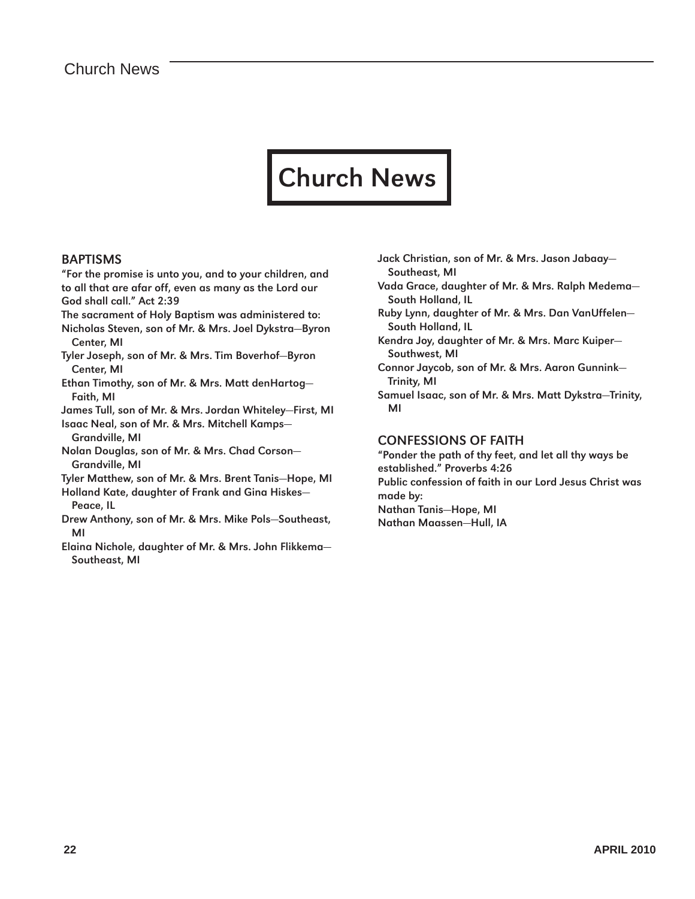# Church News

## BAPTISMS

**"For the promise is unto you, and to your children, and to all that are afar off, even as many as the Lord our God shall call." Act 2:39**

**The sacrament of Holy Baptism was administered to:**

**Nicholas Steven, son of Mr. & Mrs. Joel Dykstra—Byron Center, MI**

**Tyler Joseph, son of Mr. & Mrs. Tim Boverhof—Byron Center, MI**

**Ethan Timothy, son of Mr. & Mrs. Matt denHartog—Faith, MI**

**James Tull, son of Mr. & Mrs. Jordan Whiteley—First, MI**

**Isaac Neal, son of Mr. & Mrs. Mitchell Kamps—Grandville, MI**

**Nolan Douglas, son of Mr. & Mrs. Chad Corson—Grandville, MI**

**Tyler Matthew, son of Mr. & Mrs. Brent Tanis—Hope, MI**

**Holland Kate, daughter of Frank and Gina Hiskes—Peace, IL**

**Drew Anthony, son of Mr. & Mrs. Mike Pols—Southeast, MI**

**Elaina Nichole, daughter of Mr. & Mrs. John Flikkema—Southeast, MI**

**Jack Christian, son of Mr. & Mrs. Jason Jabaay—Southeast, MI**

**Vada Grace, daughter of Mr. & Mrs. Ralph Medema—South Holland, IL**

**Ruby Lynn, daughter of Mr. & Mrs. Dan VanUffelen—South Holland, IL**

**Kendra Joy, daughter of Mr. & Mrs. Marc Kuiper—Southwest, MI**

**Connor Jaycob, son of Mr. & Mrs. Aaron Gunnink—Trinity, MI**

**Samuel Isaac, son of Mr. & Mrs. Matt Dykstra—Trinity, MI**

## CONFESSIONS OF FAITH

**"Ponder the path of thy feet, and let all thy ways be established." Proverbs 4:26**

**Public confession of faith in our Lord Jesus Christ was made by:**

**Nathan Tanis—Hope, MI**

**Nathan Maassen—Hull, IA**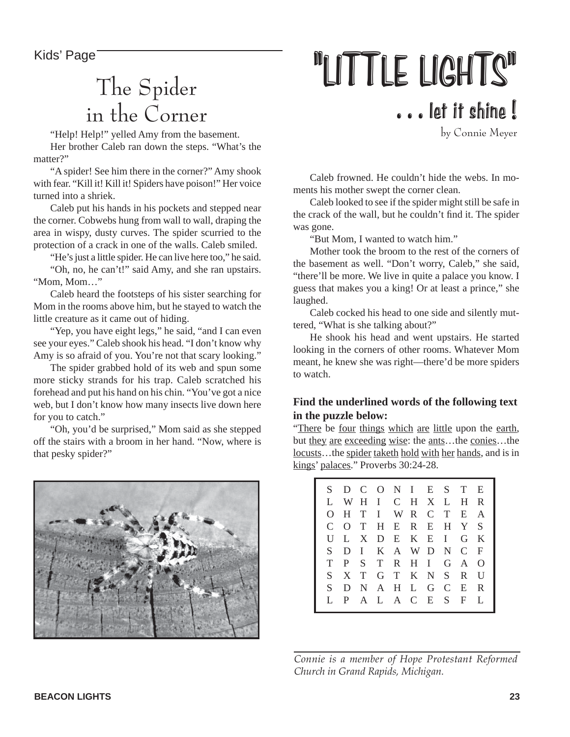Kids' Page

# "LITTLE LIGHTS"

## . . . let it shine !

by Connie Meyer

## The Spider in the Corner

"Help! Help!" yelled Amy from the basement.

Her brother Caleb ran down the steps. "What's the matter?"

"A spider! See him there in the corner?" Amy shook with fear. "Kill it! Kill it! Spiders have poison!" Her voice turned into a shriek.

Caleb put his hands in his pockets and stepped near the corner. Cobwebs hung from wall to wall, draping the area in wispy, dusty curves. The spider scurried to the protection of a crack in one of the walls. Caleb smiled.

"He's just a little spider. He can live here too," he said.

"Oh, no, he can't!" said Amy, and she ran upstairs. "Mom, Mom…"

Caleb heard the footsteps of his sister searching for Mom in the rooms above him, but he stayed to watch the little creature as it came out of hiding.

"Yep, you have eight legs," he said, "and I can even see your eyes." Caleb shook his head. "I don't know why Amy is so afraid of you. You're not that scary looking."

The spider grabbed hold of its web and spun some more sticky strands for his trap. Caleb scratched his forehead and put his hand on his chin. "You've got a nice web, but I don't know how many insects live down here for you to catch."

"Oh, you'd be surprised," Mom said as she stepped off the stairs with a broom in her hand. "Now, where is that pesky spider?"

Caleb frowned. He couldn't hide the webs. In moments his mother swept the corner clean.

Caleb looked to see if the spider might still be safe in the crack of the wall, but he couldn't find it. The spider was gone.

"But Mom, I wanted to watch him."

Mother took the broom to the rest of the corners of the basement as well. "Don't worry, Caleb," she said, "there'll be more. We live in quite a palace you know. I guess that makes you a king! Or at least a prince," she laughed.

Caleb cocked his head to one side and silently muttered, "What is she talking about?"

He shook his head and went upstairs. He started looking in the corners of other rooms. Whatever Mom meant, he knew she was right—there'd be more spiders to watch.

**Find the underlined words of the following text in the puzzle below:**

"There be four things which are little upon the earth, but they are exceeding wise: the ants…the conies…the locusts…the spider taketh hold with her hands, and is in kings' palaces." Proverbs 30:24-28.

```
S D C O N I E S T E
L W H I C H X L H R
O H T I W R C T E A
C O T H E R E H Y S
U L X D E K E I G K
S D I K A W D N C F
T P S T R H I G A O
S X T G T K N S R U
S D N A H L G C E R
L P A L A C E S F L
```

*Connie is a member of Hope Protestant Reformed Church in Grand Rapids, Michigan.*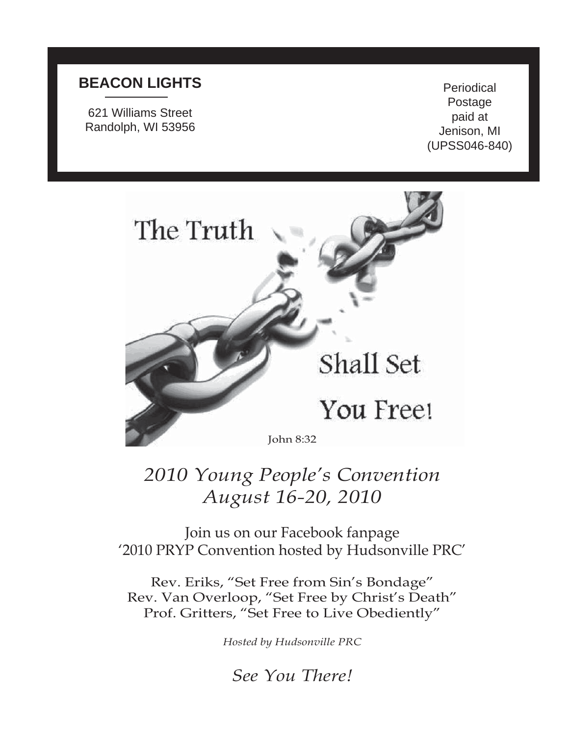**BEACON LIGHTS**

621 Williams Street
Randolph, WI 53956

Periodical
Postage
paid at
Jenison, MI
(UPSS046-840)

The Truth

Shall Set

You Free!

John 8:32

*2010 Young People's Convention*
*August 16-20, 2010*

Join us on our Facebook fanpage
'2010 PRYP Convention hosted by Hudsonville PRC'

Rev. Eriks, "Set Free from Sin's Bondage"
Rev. Van Overloop, "Set Free by Christ's Death"
Prof. Gritters, "Set Free to Live Obediently"

*Hosted by Hudsonville PRC*

*See You There!*